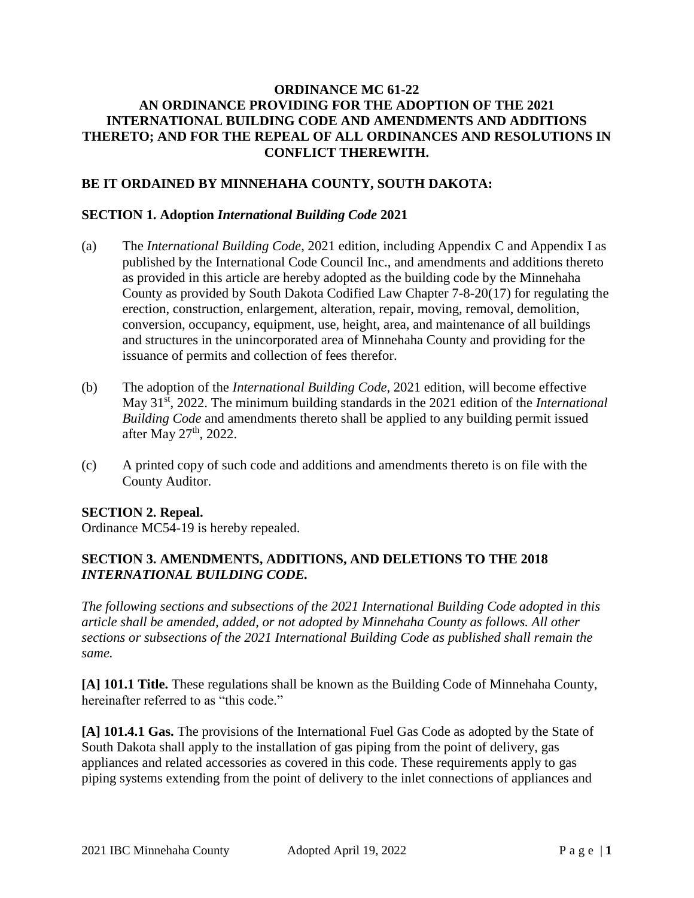# ORDINANCE MC 61-22
## AN ORDINANCE PROVIDING FOR THE ADOPTION OF THE 2021 INTERNATIONAL BUILDING CODE AND AMENDMENTS AND ADDITIONS THERETO; AND FOR THE REPEAL OF ALL ORDINANCES AND RESOLUTIONS IN CONFLICT THEREWITH.

**BE IT ORDAINED BY MINNEHAHA COUNTY, SOUTH DAKOTA:**

### SECTION 1. Adoption *International Building Code* 2021

(a) The *International Building Code*, 2021 edition, including Appendix C and Appendix I as published by the International Code Council Inc., and amendments and additions thereto as provided in this article are hereby adopted as the building code by the Minnehaha County as provided by South Dakota Codified Law Chapter 7-8-20(17) for regulating the erection, construction, enlargement, alteration, repair, moving, removal, demolition, conversion, occupancy, equipment, use, height, area, and maintenance of all buildings and structures in the unincorporated area of Minnehaha County and providing for the issuance of permits and collection of fees therefor.

(b) The adoption of the *International Building Code*, 2021 edition, will become effective May 31st, 2022. The minimum building standards in the 2021 edition of the *International Building Code* and amendments thereto shall be applied to any building permit issued after May 27th, 2022.

(c) A printed copy of such code and additions and amendments thereto is on file with the County Auditor.

### SECTION 2. Repeal.

Ordinance MC54-19 is hereby repealed.

### SECTION 3. AMENDMENTS, ADDITIONS, AND DELETIONS TO THE 2018 *INTERNATIONAL BUILDING CODE.*

*The following sections and subsections of the 2021 International Building Code adopted in this article shall be amended, added, or not adopted by Minnehaha County as follows. All other sections or subsections of the 2021 International Building Code as published shall remain the same.*

**[A] 101.1 Title.** These regulations shall be known as the Building Code of Minnehaha County, hereinafter referred to as "this code."

**[A] 101.4.1 Gas.** The provisions of the International Fuel Gas Code as adopted by the State of South Dakota shall apply to the installation of gas piping from the point of delivery, gas appliances and related accessories as covered in this code. These requirements apply to gas piping systems extending from the point of delivery to the inlet connections of appliances and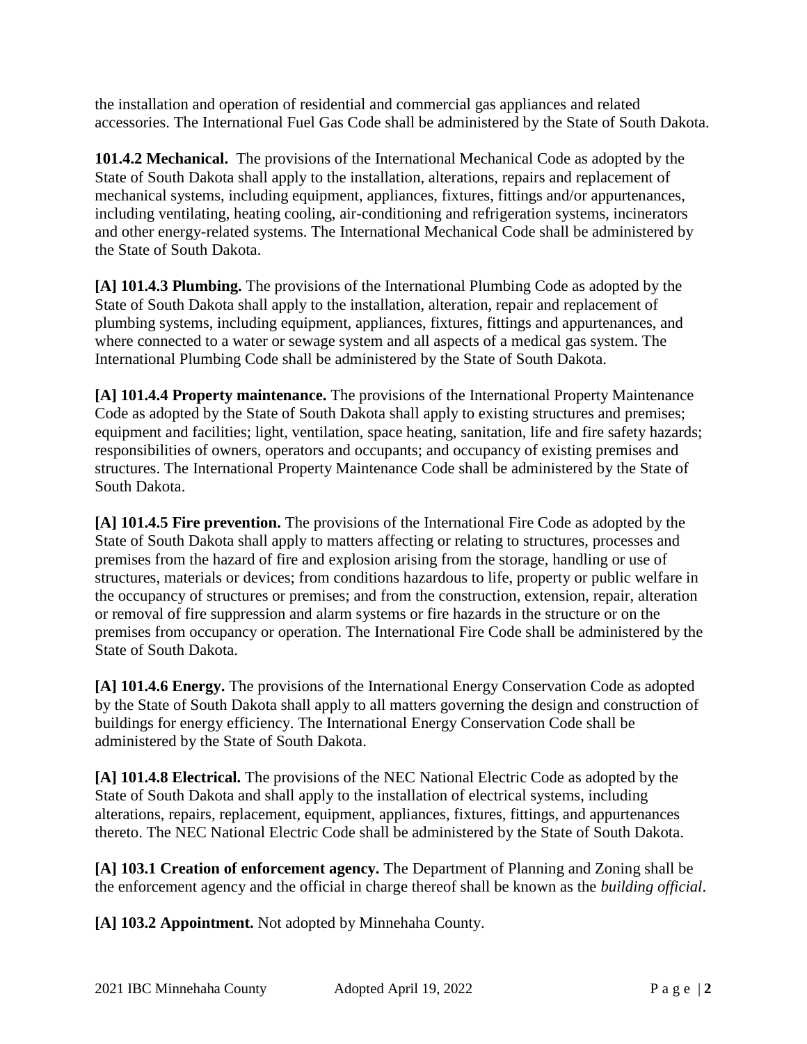the installation and operation of residential and commercial gas appliances and related accessories. The International Fuel Gas Code shall be administered by the State of South Dakota.

**101.4.2 Mechanical.** The provisions of the International Mechanical Code as adopted by the State of South Dakota shall apply to the installation, alterations, repairs and replacement of mechanical systems, including equipment, appliances, fixtures, fittings and/or appurtenances, including ventilating, heating cooling, air-conditioning and refrigeration systems, incinerators and other energy-related systems. The International Mechanical Code shall be administered by the State of South Dakota.

**[A] 101.4.3 Plumbing.** The provisions of the International Plumbing Code as adopted by the State of South Dakota shall apply to the installation, alteration, repair and replacement of plumbing systems, including equipment, appliances, fixtures, fittings and appurtenances, and where connected to a water or sewage system and all aspects of a medical gas system. The International Plumbing Code shall be administered by the State of South Dakota.

**[A] 101.4.4 Property maintenance.** The provisions of the International Property Maintenance Code as adopted by the State of South Dakota shall apply to existing structures and premises; equipment and facilities; light, ventilation, space heating, sanitation, life and fire safety hazards; responsibilities of owners, operators and occupants; and occupancy of existing premises and structures. The International Property Maintenance Code shall be administered by the State of South Dakota.

**[A] 101.4.5 Fire prevention.** The provisions of the International Fire Code as adopted by the State of South Dakota shall apply to matters affecting or relating to structures, processes and premises from the hazard of fire and explosion arising from the storage, handling or use of structures, materials or devices; from conditions hazardous to life, property or public welfare in the occupancy of structures or premises; and from the construction, extension, repair, alteration or removal of fire suppression and alarm systems or fire hazards in the structure or on the premises from occupancy or operation. The International Fire Code shall be administered by the State of South Dakota.

**[A] 101.4.6 Energy.** The provisions of the International Energy Conservation Code as adopted by the State of South Dakota shall apply to all matters governing the design and construction of buildings for energy efficiency. The International Energy Conservation Code shall be administered by the State of South Dakota.

**[A] 101.4.8 Electrical.** The provisions of the NEC National Electric Code as adopted by the State of South Dakota and shall apply to the installation of electrical systems, including alterations, repairs, replacement, equipment, appliances, fixtures, fittings, and appurtenances thereto. The NEC National Electric Code shall be administered by the State of South Dakota.

**[A] 103.1 Creation of enforcement agency.** The Department of Planning and Zoning shall be the enforcement agency and the official in charge thereof shall be known as the *building official*.

**[A] 103.2 Appointment.** Not adopted by Minnehaha County.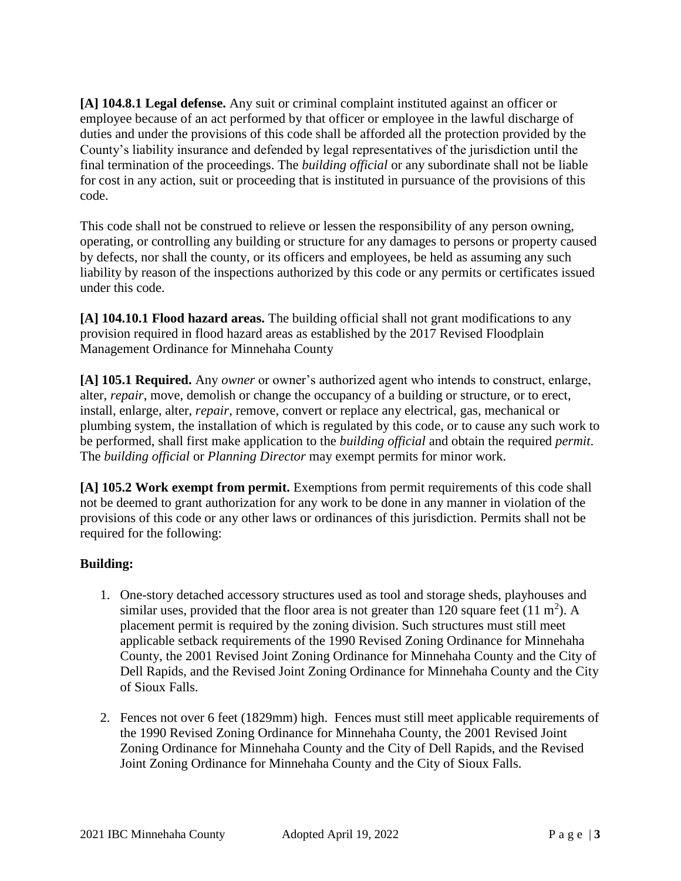**[A] 104.8.1 Legal defense.** Any suit or criminal complaint instituted against an officer or employee because of an act performed by that officer or employee in the lawful discharge of duties and under the provisions of this code shall be afforded all the protection provided by the County's liability insurance and defended by legal representatives of the jurisdiction until the final termination of the proceedings. The *building official* or any subordinate shall not be liable for cost in any action, suit or proceeding that is instituted in pursuance of the provisions of this code.

This code shall not be construed to relieve or lessen the responsibility of any person owning, operating, or controlling any building or structure for any damages to persons or property caused by defects, nor shall the county, or its officers and employees, be held as assuming any such liability by reason of the inspections authorized by this code or any permits or certificates issued under this code.

**[A] 104.10.1 Flood hazard areas.** The building official shall not grant modifications to any provision required in flood hazard areas as established by the 2017 Revised Floodplain Management Ordinance for Minnehaha County

**[A] 105.1 Required.** Any *owner* or owner's authorized agent who intends to construct, enlarge, alter, *repair*, move, demolish or change the occupancy of a building or structure, or to erect, install, enlarge, alter, *repair*, remove, convert or replace any electrical, gas, mechanical or plumbing system, the installation of which is regulated by this code, or to cause any such work to be performed, shall first make application to the *building official* and obtain the required *permit*. The *building official* or *Planning Director* may exempt permits for minor work.

**[A] 105.2 Work exempt from permit.** Exemptions from permit requirements of this code shall not be deemed to grant authorization for any work to be done in any manner in violation of the provisions of this code or any other laws or ordinances of this jurisdiction. Permits shall not be required for the following:

**Building:**

1. One-story detached accessory structures used as tool and storage sheds, playhouses and similar uses, provided that the floor area is not greater than 120 square feet (11 $m^2$). A placement permit is required by the zoning division. Such structures must still meet applicable setback requirements of the 1990 Revised Zoning Ordinance for Minnehaha County, the 2001 Revised Joint Zoning Ordinance for Minnehaha County and the City of Dell Rapids, and the Revised Joint Zoning Ordinance for Minnehaha County and the City of Sioux Falls.

2. Fences not over 6 feet (1829mm) high. Fences must still meet applicable requirements of the 1990 Revised Zoning Ordinance for Minnehaha County, the 2001 Revised Joint Zoning Ordinance for Minnehaha County and the City of Dell Rapids, and the Revised Joint Zoning Ordinance for Minnehaha County and the City of Sioux Falls.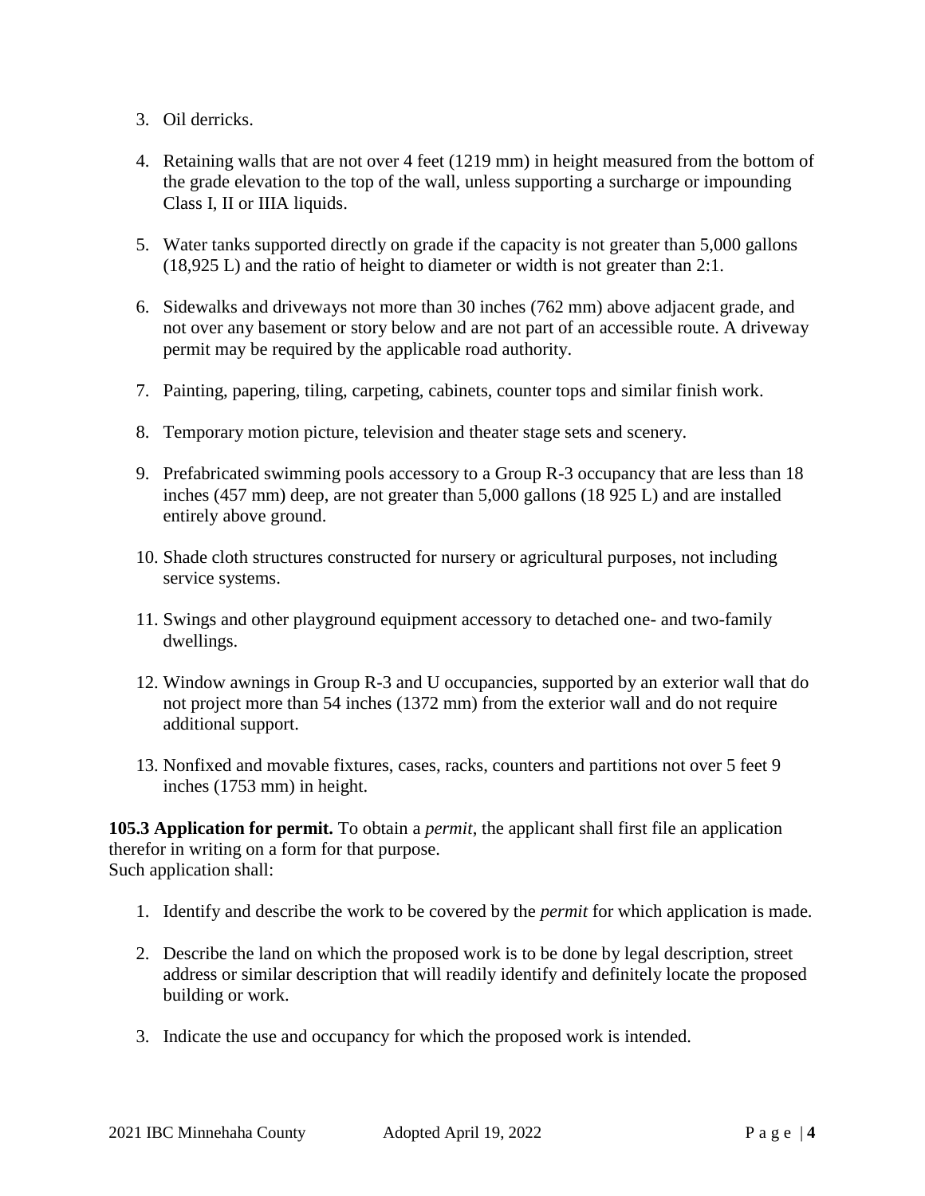3. Oil derricks.

4. Retaining walls that are not over 4 feet (1219 mm) in height measured from the bottom of the grade elevation to the top of the wall, unless supporting a surcharge or impounding Class I, II or IIIA liquids.

5. Water tanks supported directly on grade if the capacity is not greater than 5,000 gallons (18,925 L) and the ratio of height to diameter or width is not greater than 2:1.

6. Sidewalks and driveways not more than 30 inches (762 mm) above adjacent grade, and not over any basement or story below and are not part of an accessible route. A driveway permit may be required by the applicable road authority.

7. Painting, papering, tiling, carpeting, cabinets, counter tops and similar finish work.

8. Temporary motion picture, television and theater stage sets and scenery.

9. Prefabricated swimming pools accessory to a Group R-3 occupancy that are less than 18 inches (457 mm) deep, are not greater than 5,000 gallons (18 925 L) and are installed entirely above ground.

10. Shade cloth structures constructed for nursery or agricultural purposes, not including service systems.

11. Swings and other playground equipment accessory to detached one- and two-family dwellings.

12. Window awnings in Group R-3 and U occupancies, supported by an exterior wall that do not project more than 54 inches (1372 mm) from the exterior wall and do not require additional support.

13. Nonfixed and movable fixtures, cases, racks, counters and partitions not over 5 feet 9 inches (1753 mm) in height.

**105.3 Application for permit.** To obtain a *permit*, the applicant shall first file an application therefor in writing on a form for that purpose.
Such application shall:

1. Identify and describe the work to be covered by the *permit* for which application is made.

2. Describe the land on which the proposed work is to be done by legal description, street address or similar description that will readily identify and definitely locate the proposed building or work.

3. Indicate the use and occupancy for which the proposed work is intended.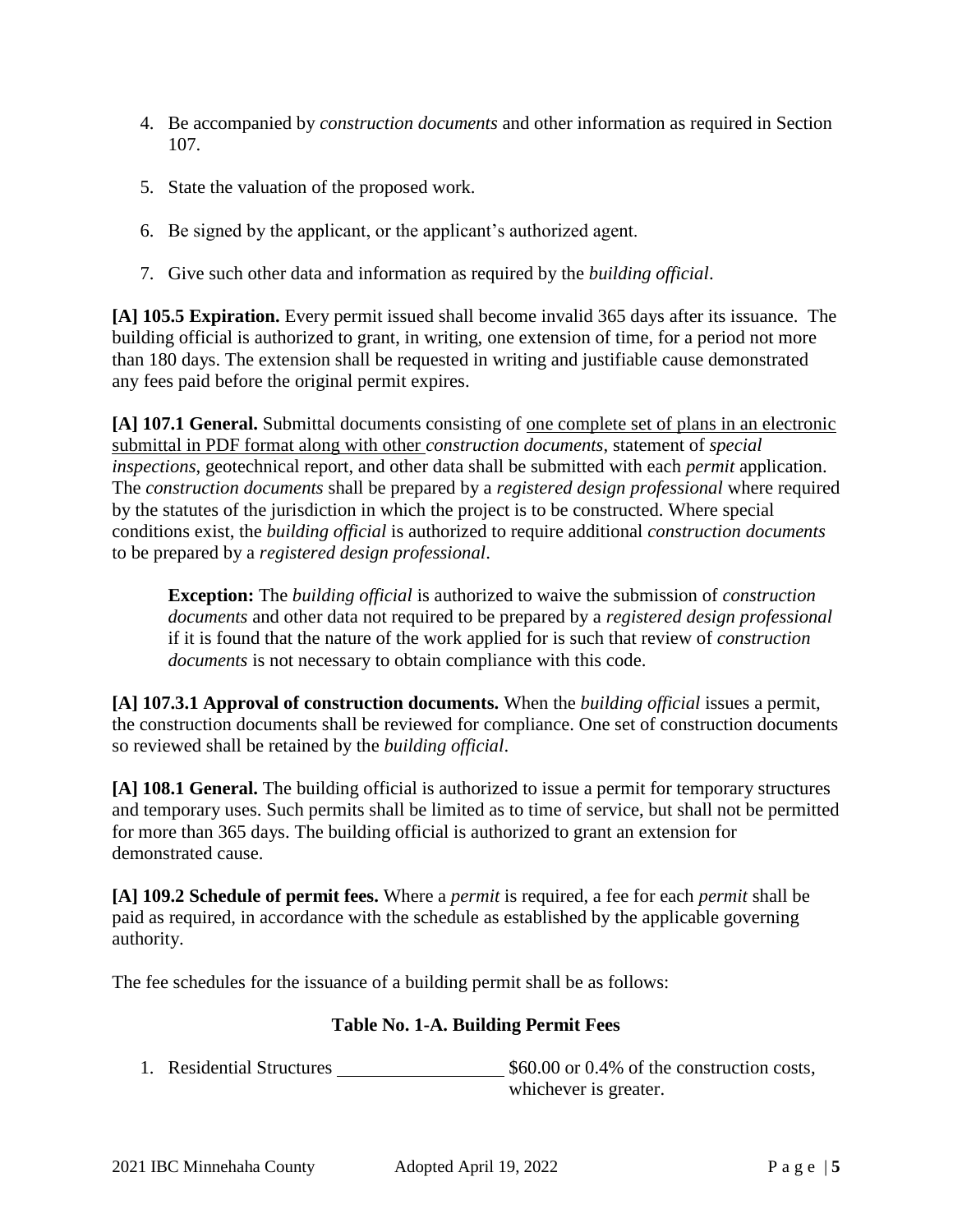4. Be accompanied by *construction documents* and other information as required in Section 107.

5. State the valuation of the proposed work.

6. Be signed by the applicant, or the applicant's authorized agent.

7. Give such other data and information as required by the *building official*.

**[A] 105.5 Expiration.** Every permit issued shall become invalid 365 days after its issuance. The building official is authorized to grant, in writing, one extension of time, for a period not more than 180 days. The extension shall be requested in writing and justifiable cause demonstrated any fees paid before the original permit expires.

**[A] 107.1 General.** Submittal documents consisting of <u>one complete set of plans in an electronic submittal in PDF format along with other</u> *construction documents*, statement of *special inspections*, geotechnical report, and other data shall be submitted with each *permit* application. The *construction documents* shall be prepared by a *registered design professional* where required by the statutes of the jurisdiction in which the project is to be constructed. Where special conditions exist, the *building official* is authorized to require additional *construction documents* to be prepared by a *registered design professional*.

> **Exception:** The *building official* is authorized to waive the submission of *construction documents* and other data not required to be prepared by a *registered design professional* if it is found that the nature of the work applied for is such that review of *construction documents* is not necessary to obtain compliance with this code.

**[A] 107.3.1 Approval of construction documents.** When the *building official* issues a permit, the construction documents shall be reviewed for compliance. One set of construction documents so reviewed shall be retained by the *building official*.

**[A] 108.1 General.** The building official is authorized to issue a permit for temporary structures and temporary uses. Such permits shall be limited as to time of service, but shall not be permitted for more than 365 days. The building official is authorized to grant an extension for demonstrated cause.

**[A] 109.2 Schedule of permit fees.** Where a *permit* is required, a fee for each *permit* shall be paid as required, in accordance with the schedule as established by the applicable governing authority.

The fee schedules for the issuance of a building permit shall be as follows:

**Table No. 1-A. Building Permit Fees**

1. Residential Structures ________________ $60.00 or 0.4% of the construction costs, whichever is greater.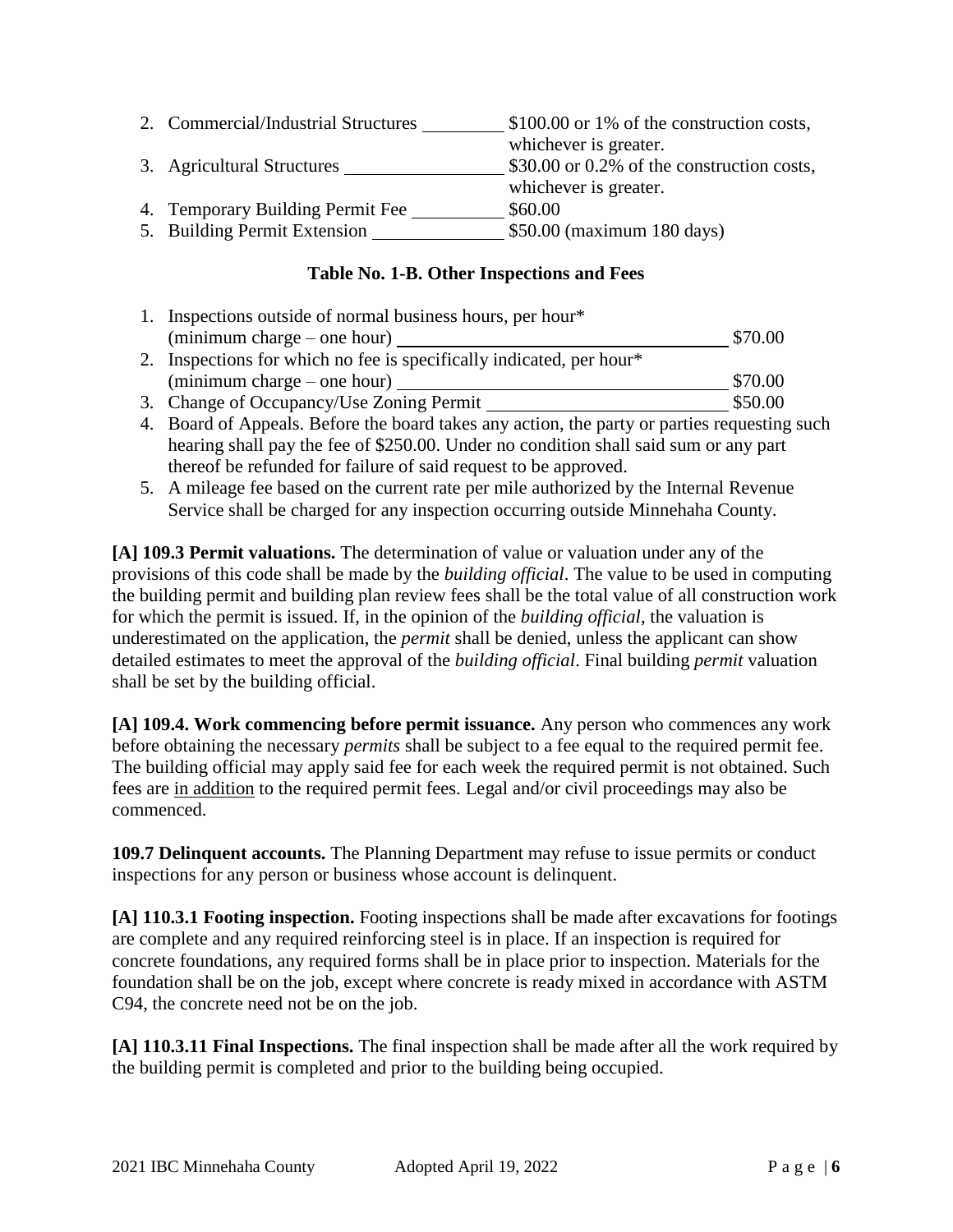2. Commercial/Industrial Structures ________ $100.00 or 1% of the construction costs, whichever is greater.
3. Agricultural Structures ________ $30.00 or 0.2% of the construction costs, whichever is greater.
4. Temporary Building Permit Fee ________ $60.00
5. Building Permit Extension ________ $50.00 (maximum 180 days)

**Table No. 1-B. Other Inspections and Fees**

1. Inspections outside of normal business hours, per hour* (minimum charge – one hour) ________ $70.00
2. Inspections for which no fee is specifically indicated, per hour* (minimum charge – one hour) ________ $70.00
3. Change of Occupancy/Use Zoning Permit ________ $50.00
4. Board of Appeals. Before the board takes any action, the party or parties requesting such hearing shall pay the fee of $250.00. Under no condition shall said sum or any part thereof be refunded for failure of said request to be approved.
5. A mileage fee based on the current rate per mile authorized by the Internal Revenue Service shall be charged for any inspection occurring outside Minnehaha County.

**[A] 109.3 Permit valuations.** The determination of value or valuation under any of the provisions of this code shall be made by the *building official*. The value to be used in computing the building permit and building plan review fees shall be the total value of all construction work for which the permit is issued. If, in the opinion of the *building official*, the valuation is underestimated on the application, the *permit* shall be denied, unless the applicant can show detailed estimates to meet the approval of the *building official*. Final building *permit* valuation shall be set by the building official.

**[A] 109.4. Work commencing before permit issuance.** Any person who commences any work before obtaining the necessary *permits* shall be subject to a fee equal to the required permit fee. The building official may apply said fee for each week the required permit is not obtained. Such fees are in addition to the required permit fees. Legal and/or civil proceedings may also be commenced.

**109.7 Delinquent accounts.** The Planning Department may refuse to issue permits or conduct inspections for any person or business whose account is delinquent.

**[A] 110.3.1 Footing inspection.** Footing inspections shall be made after excavations for footings are complete and any required reinforcing steel is in place. If an inspection is required for concrete foundations, any required forms shall be in place prior to inspection. Materials for the foundation shall be on the job, except where concrete is ready mixed in accordance with ASTM C94, the concrete need not be on the job.

**[A] 110.3.11 Final Inspections.** The final inspection shall be made after all the work required by the building permit is completed and prior to the building being occupied.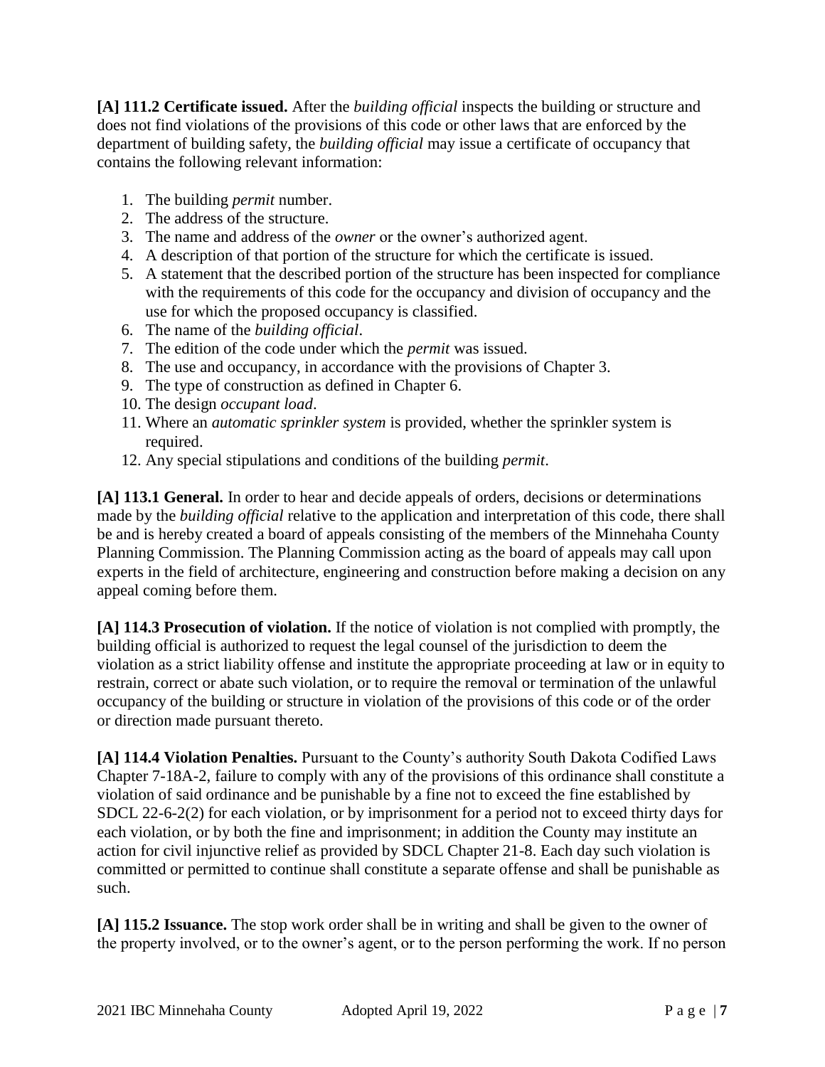**[A] 111.2 Certificate issued.** After the *building official* inspects the building or structure and does not find violations of the provisions of this code or other laws that are enforced by the department of building safety, the *building official* may issue a certificate of occupancy that contains the following relevant information:

1. The building *permit* number.
2. The address of the structure.
3. The name and address of the *owner* or the owner's authorized agent.
4. A description of that portion of the structure for which the certificate is issued.
5. A statement that the described portion of the structure has been inspected for compliance with the requirements of this code for the occupancy and division of occupancy and the use for which the proposed occupancy is classified.
6. The name of the *building official*.
7. The edition of the code under which the *permit* was issued.
8. The use and occupancy, in accordance with the provisions of Chapter 3.
9. The type of construction as defined in Chapter 6.
10. The design *occupant load*.
11. Where an *automatic sprinkler system* is provided, whether the sprinkler system is required.
12. Any special stipulations and conditions of the building *permit*.

**[A] 113.1 General.** In order to hear and decide appeals of orders, decisions or determinations made by the *building official* relative to the application and interpretation of this code, there shall be and is hereby created a board of appeals consisting of the members of the Minnehaha County Planning Commission. The Planning Commission acting as the board of appeals may call upon experts in the field of architecture, engineering and construction before making a decision on any appeal coming before them.

**[A] 114.3 Prosecution of violation.** If the notice of violation is not complied with promptly, the building official is authorized to request the legal counsel of the jurisdiction to deem the violation as a strict liability offense and institute the appropriate proceeding at law or in equity to restrain, correct or abate such violation, or to require the removal or termination of the unlawful occupancy of the building or structure in violation of the provisions of this code or of the order or direction made pursuant thereto.

**[A] 114.4 Violation Penalties.** Pursuant to the County's authority South Dakota Codified Laws Chapter 7-18A-2, failure to comply with any of the provisions of this ordinance shall constitute a violation of said ordinance and be punishable by a fine not to exceed the fine established by SDCL 22-6-2(2) for each violation, or by imprisonment for a period not to exceed thirty days for each violation, or by both the fine and imprisonment; in addition the County may institute an action for civil injunctive relief as provided by SDCL Chapter 21-8. Each day such violation is committed or permitted to continue shall constitute a separate offense and shall be punishable as such.

**[A] 115.2 Issuance.** The stop work order shall be in writing and shall be given to the owner of the property involved, or to the owner's agent, or to the person performing the work. If no person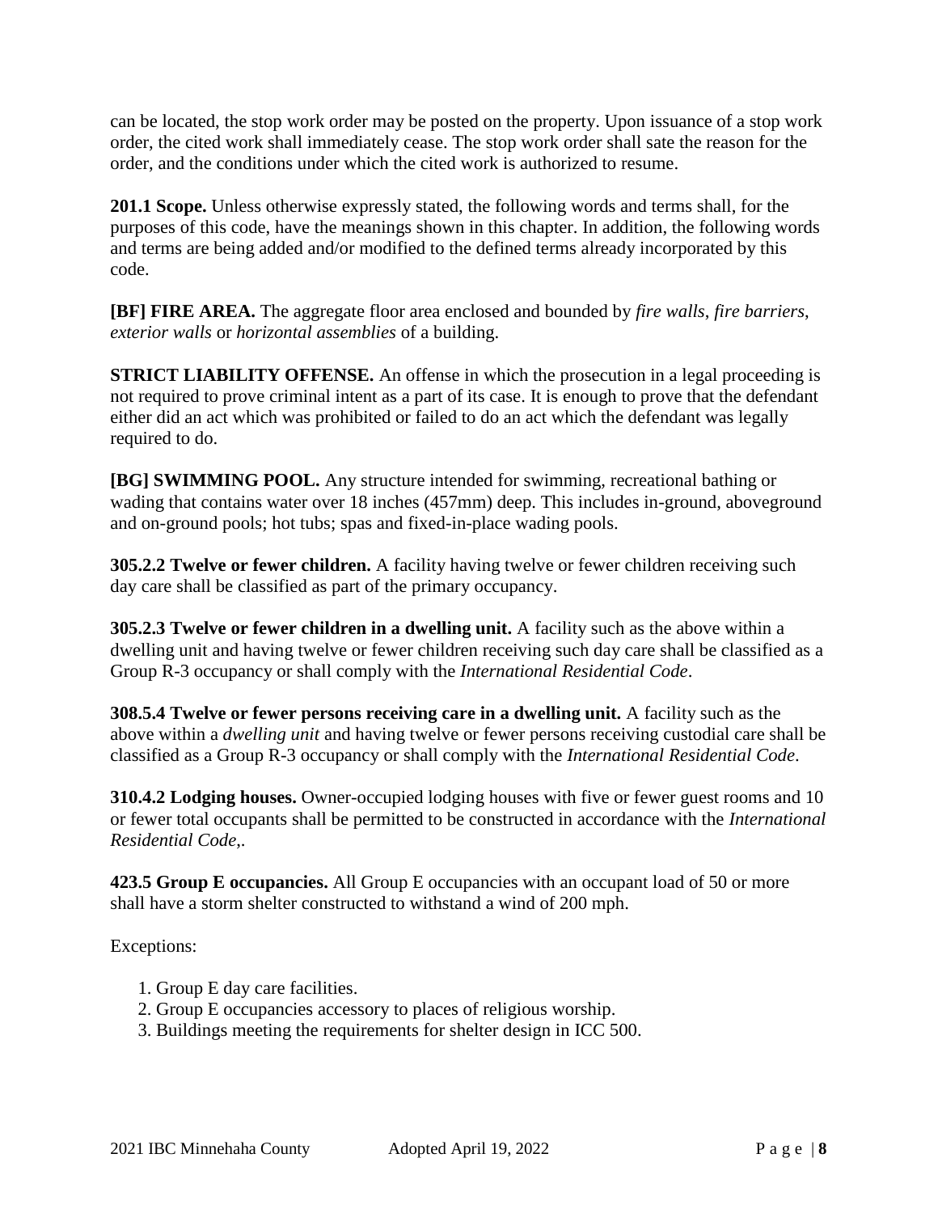can be located, the stop work order may be posted on the property. Upon issuance of a stop work order, the cited work shall immediately cease. The stop work order shall sate the reason for the order, and the conditions under which the cited work is authorized to resume.

**201.1 Scope.** Unless otherwise expressly stated, the following words and terms shall, for the purposes of this code, have the meanings shown in this chapter. In addition, the following words and terms are being added and/or modified to the defined terms already incorporated by this code.

**[BF] FIRE AREA.** The aggregate floor area enclosed and bounded by *fire walls*, *fire barriers*, *exterior walls* or *horizontal assemblies* of a building.

**STRICT LIABILITY OFFENSE.** An offense in which the prosecution in a legal proceeding is not required to prove criminal intent as a part of its case. It is enough to prove that the defendant either did an act which was prohibited or failed to do an act which the defendant was legally required to do.

**[BG] SWIMMING POOL.** Any structure intended for swimming, recreational bathing or wading that contains water over 18 inches (457mm) deep. This includes in-ground, aboveground and on-ground pools; hot tubs; spas and fixed-in-place wading pools.

**305.2.2 Twelve or fewer children.** A facility having twelve or fewer children receiving such day care shall be classified as part of the primary occupancy.

**305.2.3 Twelve or fewer children in a dwelling unit.** A facility such as the above within a dwelling unit and having twelve or fewer children receiving such day care shall be classified as a Group R-3 occupancy or shall comply with the *International Residential Code*.

**308.5.4 Twelve or fewer persons receiving care in a dwelling unit.** A facility such as the above within a *dwelling unit* and having twelve or fewer persons receiving custodial care shall be classified as a Group R-3 occupancy or shall comply with the *International Residential Code*.

**310.4.2 Lodging houses.** Owner-occupied lodging houses with five or fewer guest rooms and 10 or fewer total occupants shall be permitted to be constructed in accordance with the *International Residential Code*,.

**423.5 Group E occupancies.** All Group E occupancies with an occupant load of 50 or more shall have a storm shelter constructed to withstand a wind of 200 mph.

Exceptions:

1. Group E day care facilities.
2. Group E occupancies accessory to places of religious worship.
3. Buildings meeting the requirements for shelter design in ICC 500.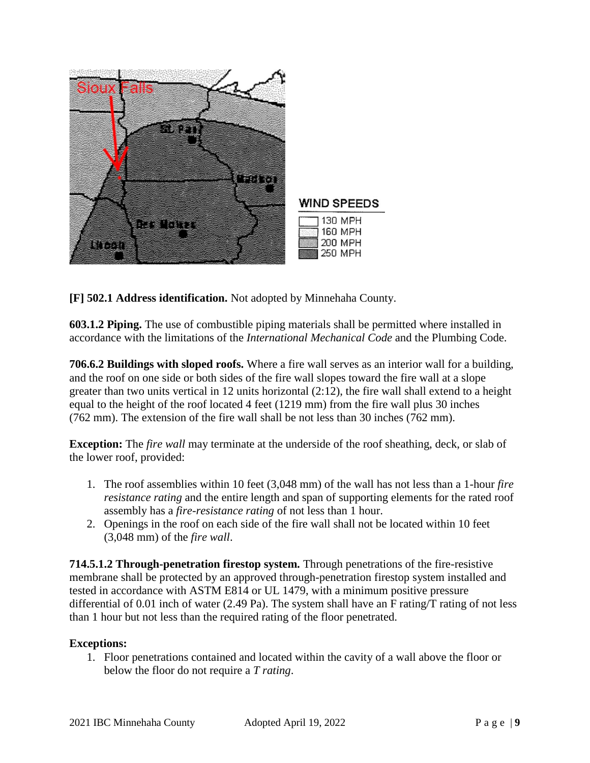**[F] 502.1 Address identification.** Not adopted by Minnehaha County.

**603.1.2 Piping.** The use of combustible piping materials shall be permitted where installed in accordance with the limitations of the *International Mechanical Code* and the Plumbing Code.

**706.6.2 Buildings with sloped roofs.** Where a fire wall serves as an interior wall for a building, and the roof on one side or both sides of the fire wall slopes toward the fire wall at a slope greater than two units vertical in 12 units horizontal (2:12), the fire wall shall extend to a height equal to the height of the roof located 4 feet (1219 mm) from the fire wall plus 30 inches (762 mm). The extension of the fire wall shall be not less than 30 inches (762 mm).

**Exception:** The *fire wall* may terminate at the underside of the roof sheathing, deck, or slab of the lower roof, provided:

1. The roof assemblies within 10 feet (3,048 mm) of the wall has not less than a 1-hour *fire resistance rating* and the entire length and span of supporting elements for the rated roof assembly has a *fire-resistance rating* of not less than 1 hour.
2. Openings in the roof on each side of the fire wall shall not be located within 10 feet (3,048 mm) of the *fire wall*.

**714.5.1.2 Through-penetration firestop system.** Through penetrations of the fire-resistive membrane shall be protected by an approved through-penetration firestop system installed and tested in accordance with ASTM E814 or UL 1479, with a minimum positive pressure differential of 0.01 inch of water (2.49 Pa). The system shall have an F rating/T rating of not less than 1 hour but not less than the required rating of the floor penetrated.

**Exceptions:**

1. Floor penetrations contained and located within the cavity of a wall above the floor or below the floor do not require a *T rating*.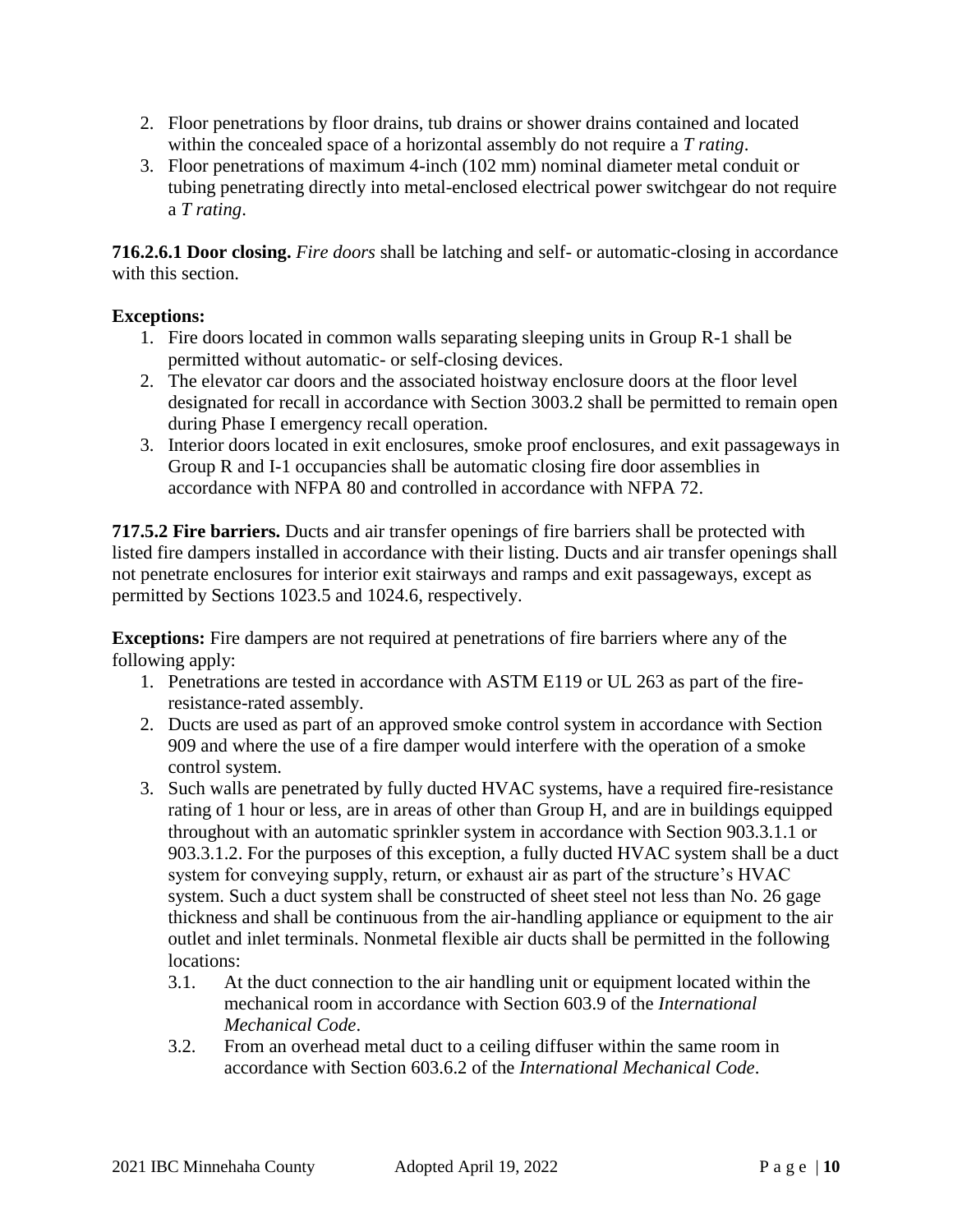2. Floor penetrations by floor drains, tub drains or shower drains contained and located within the concealed space of a horizontal assembly do not require a *T rating*.
3. Floor penetrations of maximum 4-inch (102 mm) nominal diameter metal conduit or tubing penetrating directly into metal-enclosed electrical power switchgear do not require a *T rating*.

**716.2.6.1 Door closing.** *Fire doors* shall be latching and self- or automatic-closing in accordance with this section.

**Exceptions:**

1. Fire doors located in common walls separating sleeping units in Group R-1 shall be permitted without automatic- or self-closing devices.
2. The elevator car doors and the associated hoistway enclosure doors at the floor level designated for recall in accordance with Section 3003.2 shall be permitted to remain open during Phase I emergency recall operation.
3. Interior doors located in exit enclosures, smoke proof enclosures, and exit passageways in Group R and I-1 occupancies shall be automatic closing fire door assemblies in accordance with NFPA 80 and controlled in accordance with NFPA 72.

**717.5.2 Fire barriers.** Ducts and air transfer openings of fire barriers shall be protected with listed fire dampers installed in accordance with their listing. Ducts and air transfer openings shall not penetrate enclosures for interior exit stairways and ramps and exit passageways, except as permitted by Sections 1023.5 and 1024.6, respectively.

**Exceptions:** Fire dampers are not required at penetrations of fire barriers where any of the following apply:

1. Penetrations are tested in accordance with ASTM E119 or UL 263 as part of the fire-resistance-rated assembly.
2. Ducts are used as part of an approved smoke control system in accordance with Section 909 and where the use of a fire damper would interfere with the operation of a smoke control system.
3. Such walls are penetrated by fully ducted HVAC systems, have a required fire-resistance rating of 1 hour or less, are in areas of other than Group H, and are in buildings equipped throughout with an automatic sprinkler system in accordance with Section 903.3.1.1 or 903.3.1.2. For the purposes of this exception, a fully ducted HVAC system shall be a duct system for conveying supply, return, or exhaust air as part of the structure's HVAC system. Such a duct system shall be constructed of sheet steel not less than No. 26 gage thickness and shall be continuous from the air-handling appliance or equipment to the air outlet and inlet terminals. Nonmetal flexible air ducts shall be permitted in the following locations:
   - 3.1. At the duct connection to the air handling unit or equipment located within the mechanical room in accordance with Section 603.9 of the *International Mechanical Code*.
   - 3.2. From an overhead metal duct to a ceiling diffuser within the same room in accordance with Section 603.6.2 of the *International Mechanical Code*.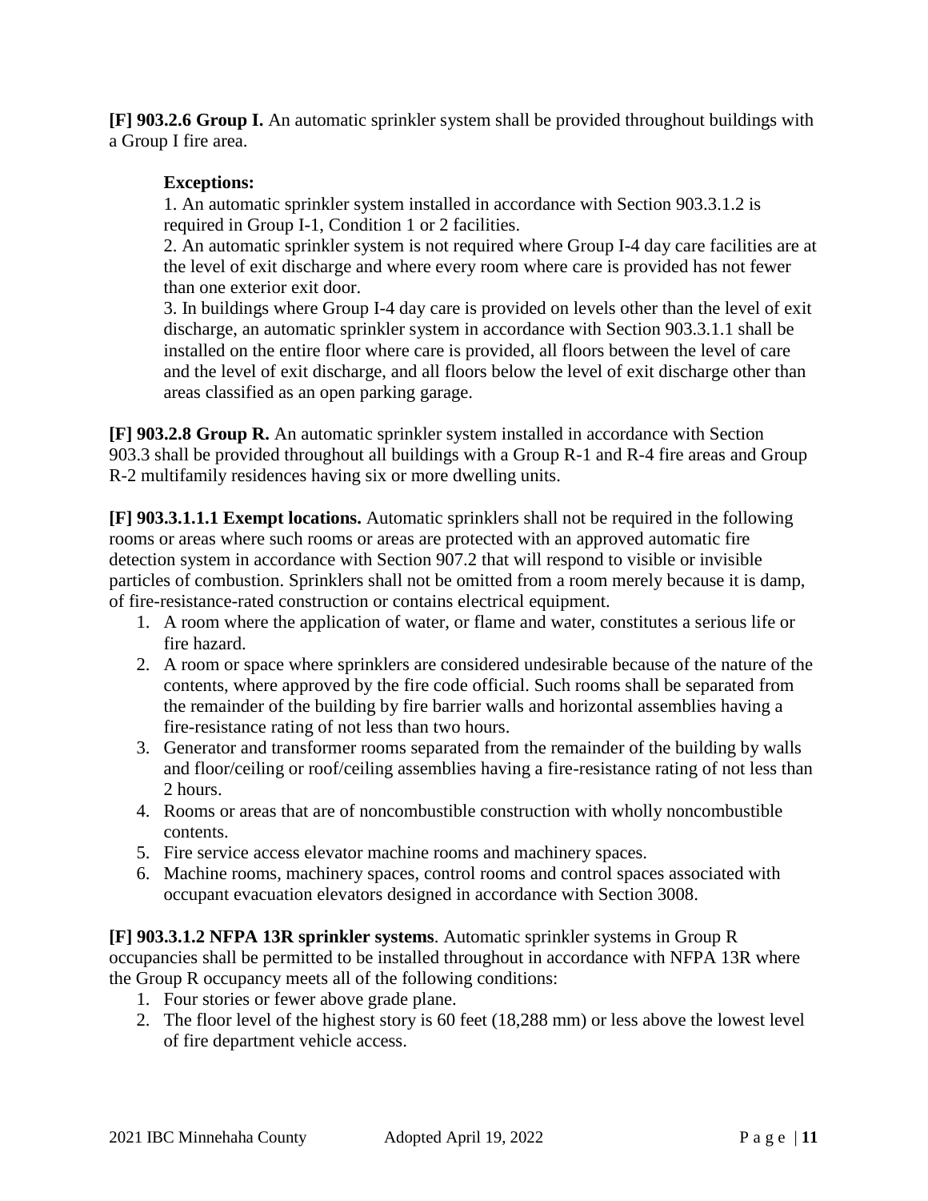**[F] 903.2.6 Group I.** An automatic sprinkler system shall be provided throughout buildings with a Group I fire area.

**Exceptions:**

1. An automatic sprinkler system installed in accordance with Section 903.3.1.2 is required in Group I-1, Condition 1 or 2 facilities.
2. An automatic sprinkler system is not required where Group I-4 day care facilities are at the level of exit discharge and where every room where care is provided has not fewer than one exterior exit door.
3. In buildings where Group I-4 day care is provided on levels other than the level of exit discharge, an automatic sprinkler system in accordance with Section 903.3.1.1 shall be installed on the entire floor where care is provided, all floors between the level of care and the level of exit discharge, and all floors below the level of exit discharge other than areas classified as an open parking garage.

**[F] 903.2.8 Group R.** An automatic sprinkler system installed in accordance with Section 903.3 shall be provided throughout all buildings with a Group R-1 and R-4 fire areas and Group R-2 multifamily residences having six or more dwelling units.

**[F] 903.3.1.1.1 Exempt locations.** Automatic sprinklers shall not be required in the following rooms or areas where such rooms or areas are protected with an approved automatic fire detection system in accordance with Section 907.2 that will respond to visible or invisible particles of combustion. Sprinklers shall not be omitted from a room merely because it is damp, of fire-resistance-rated construction or contains electrical equipment.

1. A room where the application of water, or flame and water, constitutes a serious life or fire hazard.
2. A room or space where sprinklers are considered undesirable because of the nature of the contents, where approved by the fire code official. Such rooms shall be separated from the remainder of the building by fire barrier walls and horizontal assemblies having a fire-resistance rating of not less than two hours.
3. Generator and transformer rooms separated from the remainder of the building by walls and floor/ceiling or roof/ceiling assemblies having a fire-resistance rating of not less than 2 hours.
4. Rooms or areas that are of noncombustible construction with wholly noncombustible contents.
5. Fire service access elevator machine rooms and machinery spaces.
6. Machine rooms, machinery spaces, control rooms and control spaces associated with occupant evacuation elevators designed in accordance with Section 3008.

**[F] 903.3.1.2 NFPA 13R sprinkler systems**. Automatic sprinkler systems in Group R occupancies shall be permitted to be installed throughout in accordance with NFPA 13R where the Group R occupancy meets all of the following conditions:

1. Four stories or fewer above grade plane.
2. The floor level of the highest story is 60 feet (18,288 mm) or less above the lowest level of fire department vehicle access.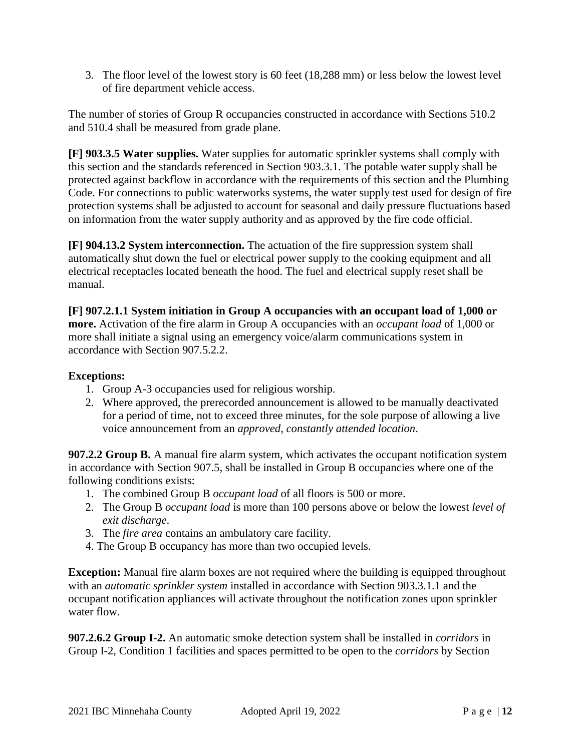3. The floor level of the lowest story is 60 feet (18,288 mm) or less below the lowest level of fire department vehicle access.

The number of stories of Group R occupancies constructed in accordance with Sections 510.2 and 510.4 shall be measured from grade plane.

**[F] 903.3.5 Water supplies.** Water supplies for automatic sprinkler systems shall comply with this section and the standards referenced in Section 903.3.1. The potable water supply shall be protected against backflow in accordance with the requirements of this section and the Plumbing Code. For connections to public waterworks systems, the water supply test used for design of fire protection systems shall be adjusted to account for seasonal and daily pressure fluctuations based on information from the water supply authority and as approved by the fire code official.

**[F] 904.13.2 System interconnection.** The actuation of the fire suppression system shall automatically shut down the fuel or electrical power supply to the cooking equipment and all electrical receptacles located beneath the hood. The fuel and electrical supply reset shall be manual.

**[F] 907.2.1.1 System initiation in Group A occupancies with an occupant load of 1,000 or more.** Activation of the fire alarm in Group A occupancies with an *occupant load* of 1,000 or more shall initiate a signal using an emergency voice/alarm communications system in accordance with Section 907.5.2.2.

**Exceptions:**

1. Group A-3 occupancies used for religious worship.
2. Where approved, the prerecorded announcement is allowed to be manually deactivated for a period of time, not to exceed three minutes, for the sole purpose of allowing a live voice announcement from an *approved, constantly attended location*.

**907.2.2 Group B.** A manual fire alarm system, which activates the occupant notification system in accordance with Section 907.5, shall be installed in Group B occupancies where one of the following conditions exists:

1. The combined Group B *occupant load* of all floors is 500 or more.
2. The Group B *occupant load* is more than 100 persons above or below the lowest *level of exit discharge*.
3. The *fire area* contains an ambulatory care facility.
4. The Group B occupancy has more than two occupied levels.

**Exception:** Manual fire alarm boxes are not required where the building is equipped throughout with an *automatic sprinkler system* installed in accordance with Section 903.3.1.1 and the occupant notification appliances will activate throughout the notification zones upon sprinkler water flow.

**907.2.6.2 Group I-2.** An automatic smoke detection system shall be installed in *corridors* in Group I-2, Condition 1 facilities and spaces permitted to be open to the *corridors* by Section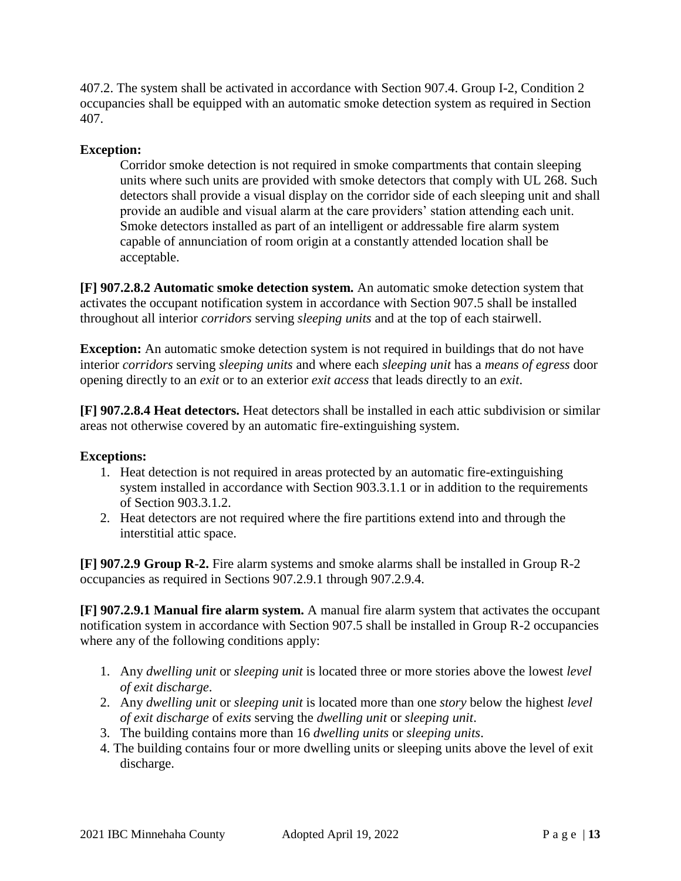407.2. The system shall be activated in accordance with Section 907.4. Group I-2, Condition 2 occupancies shall be equipped with an automatic smoke detection system as required in Section 407.

**Exception:**

Corridor smoke detection is not required in smoke compartments that contain sleeping units where such units are provided with smoke detectors that comply with UL 268. Such detectors shall provide a visual display on the corridor side of each sleeping unit and shall provide an audible and visual alarm at the care providers' station attending each unit. Smoke detectors installed as part of an intelligent or addressable fire alarm system capable of annunciation of room origin at a constantly attended location shall be acceptable.

**[F] 907.2.8.2 Automatic smoke detection system.** An automatic smoke detection system that activates the occupant notification system in accordance with Section 907.5 shall be installed throughout all interior *corridors* serving *sleeping units* and at the top of each stairwell.

**Exception:** An automatic smoke detection system is not required in buildings that do not have interior *corridors* serving *sleeping units* and where each *sleeping unit* has a *means of egress* door opening directly to an *exit* or to an exterior *exit access* that leads directly to an *exit*.

**[F] 907.2.8.4 Heat detectors.** Heat detectors shall be installed in each attic subdivision or similar areas not otherwise covered by an automatic fire-extinguishing system.

**Exceptions:**

1. Heat detection is not required in areas protected by an automatic fire-extinguishing system installed in accordance with Section 903.3.1.1 or in addition to the requirements of Section 903.3.1.2.
2. Heat detectors are not required where the fire partitions extend into and through the interstitial attic space.

**[F] 907.2.9 Group R-2.** Fire alarm systems and smoke alarms shall be installed in Group R-2 occupancies as required in Sections 907.2.9.1 through 907.2.9.4.

**[F] 907.2.9.1 Manual fire alarm system.** A manual fire alarm system that activates the occupant notification system in accordance with Section 907.5 shall be installed in Group R-2 occupancies where any of the following conditions apply:

1. Any *dwelling unit* or *sleeping unit* is located three or more stories above the lowest *level of exit discharge*.
2. Any *dwelling unit* or *sleeping unit* is located more than one *story* below the highest *level of exit discharge* of *exits* serving the *dwelling unit* or *sleeping unit*.
3. The building contains more than 16 *dwelling units* or *sleeping units*.
4. The building contains four or more dwelling units or sleeping units above the level of exit discharge.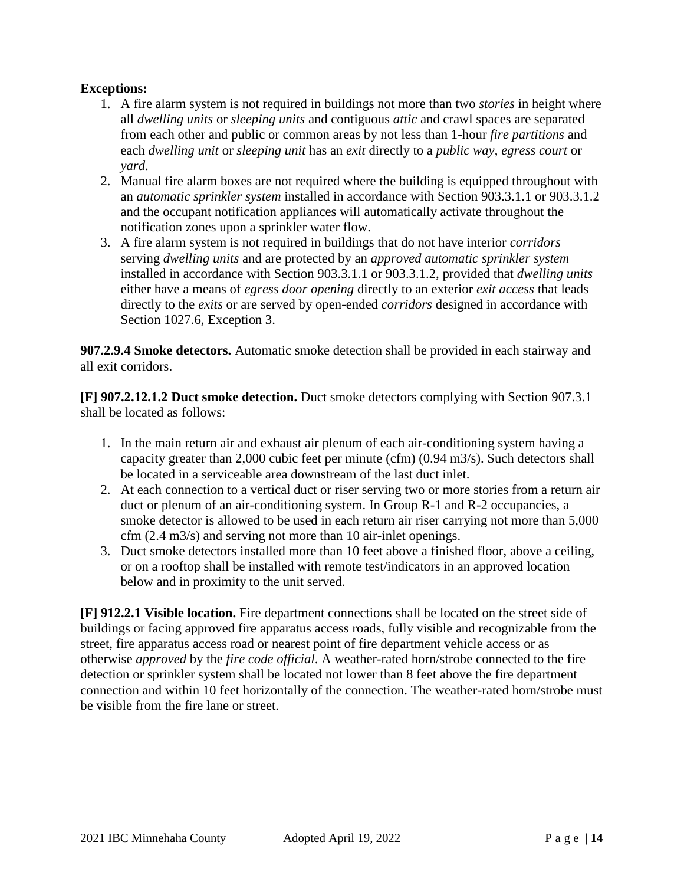**Exceptions:**

1. A fire alarm system is not required in buildings not more than two *stories* in height where all *dwelling units* or *sleeping units* and contiguous *attic* and crawl spaces are separated from each other and public or common areas by not less than 1-hour *fire partitions* and each *dwelling unit* or *sleeping unit* has an *exit* directly to a *public way*, *egress court* or *yard*.
2. Manual fire alarm boxes are not required where the building is equipped throughout with an *automatic sprinkler system* installed in accordance with Section 903.3.1.1 or 903.3.1.2 and the occupant notification appliances will automatically activate throughout the notification zones upon a sprinkler water flow.
3. A fire alarm system is not required in buildings that do not have interior *corridors* serving *dwelling units* and are protected by an *approved automatic sprinkler system* installed in accordance with Section 903.3.1.1 or 903.3.1.2, provided that *dwelling units* either have a means of *egress door opening* directly to an exterior *exit access* that leads directly to the *exits* or are served by open-ended *corridors* designed in accordance with Section 1027.6, Exception 3.

**907.2.9.4 Smoke detectors.** Automatic smoke detection shall be provided in each stairway and all exit corridors.

**[F] 907.2.12.1.2 Duct smoke detection.** Duct smoke detectors complying with Section 907.3.1 shall be located as follows:

1. In the main return air and exhaust air plenum of each air-conditioning system having a capacity greater than 2,000 cubic feet per minute (cfm) (0.94 m3/s). Such detectors shall be located in a serviceable area downstream of the last duct inlet.
2. At each connection to a vertical duct or riser serving two or more stories from a return air duct or plenum of an air-conditioning system. In Group R-1 and R-2 occupancies, a smoke detector is allowed to be used in each return air riser carrying not more than 5,000 cfm (2.4 m3/s) and serving not more than 10 air-inlet openings.
3. Duct smoke detectors installed more than 10 feet above a finished floor, above a ceiling, or on a rooftop shall be installed with remote test/indicators in an approved location below and in proximity to the unit served.

**[F] 912.2.1 Visible location.** Fire department connections shall be located on the street side of buildings or facing approved fire apparatus access roads, fully visible and recognizable from the street, fire apparatus access road or nearest point of fire department vehicle access or as otherwise *approved* by the *fire code official*. A weather-rated horn/strobe connected to the fire detection or sprinkler system shall be located not lower than 8 feet above the fire department connection and within 10 feet horizontally of the connection. The weather-rated horn/strobe must be visible from the fire lane or street.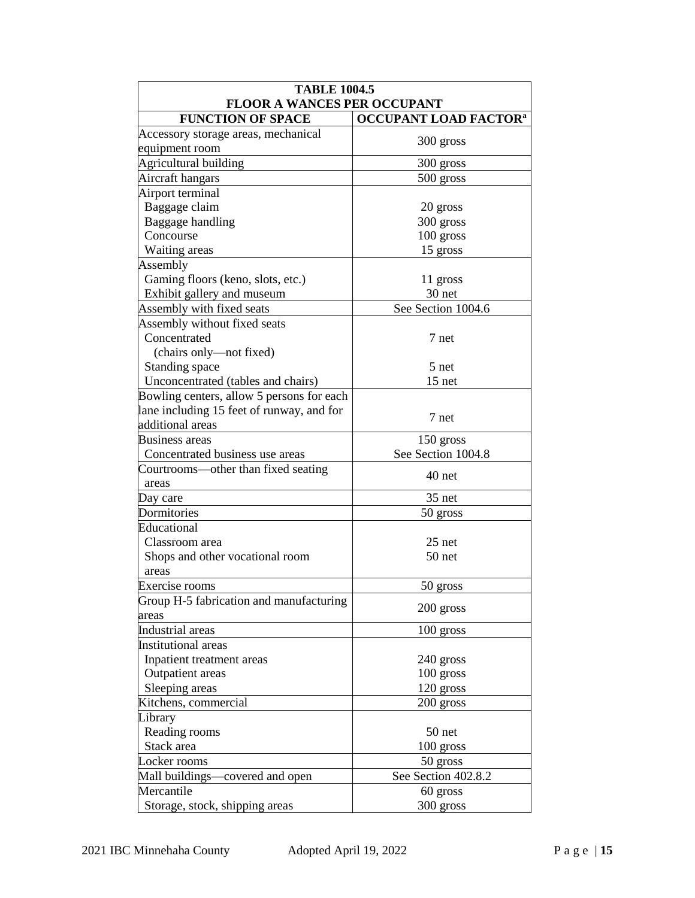| TABLE 1004.5 FLOOR A WANCES PER OCCUPANT | |
|---|---|
| **FUNCTION OF SPACE** | **OCCUPANT LOAD FACTOR[a]** |
| Accessory storage areas, mechanical equipment room | 300 gross |
| Agricultural building | 300 gross |
| Aircraft hangars | 500 gross |
| Airport terminal | |
| Baggage claim | 20 gross |
| Baggage handling | 300 gross |
| Concourse | 100 gross |
| Waiting areas | 15 gross |
| Assembly | |
| Gaming floors (keno, slots, etc.) | 11 gross |
| Exhibit gallery and museum | 30 net |
| Assembly with fixed seats | See Section 1004.6 |
| Assembly without fixed seats | |
| Concentrated (chairs only—not fixed) | 7 net |
| Standing space | 5 net |
| Unconcentrated (tables and chairs) | 15 net |
| Bowling centers, allow 5 persons for each lane including 15 feet of runway, and for additional areas | 7 net |
| Business areas | 150 gross |
| Concentrated business use areas | See Section 1004.8 |
| Courtrooms—other than fixed seating areas | 40 net |
| Day care | 35 net |
| Dormitories | 50 gross |
| Educational | |
| Classroom area | 25 net |
| Shops and other vocational room areas | 50 net |
| Exercise rooms | 50 gross |
| Group H-5 fabrication and manufacturing areas | 200 gross |
| Industrial areas | 100 gross |
| Institutional areas | |
| Inpatient treatment areas | 240 gross |
| Outpatient areas | 100 gross |
| Sleeping areas | 120 gross |
| Kitchens, commercial | 200 gross |
| Library | |
| Reading rooms | 50 net |
| Stack area | 100 gross |
| Locker rooms | 50 gross |
| Mall buildings—covered and open | See Section 402.8.2 |
| Mercantile | 60 gross |
| Storage, stock, shipping areas | 300 gross |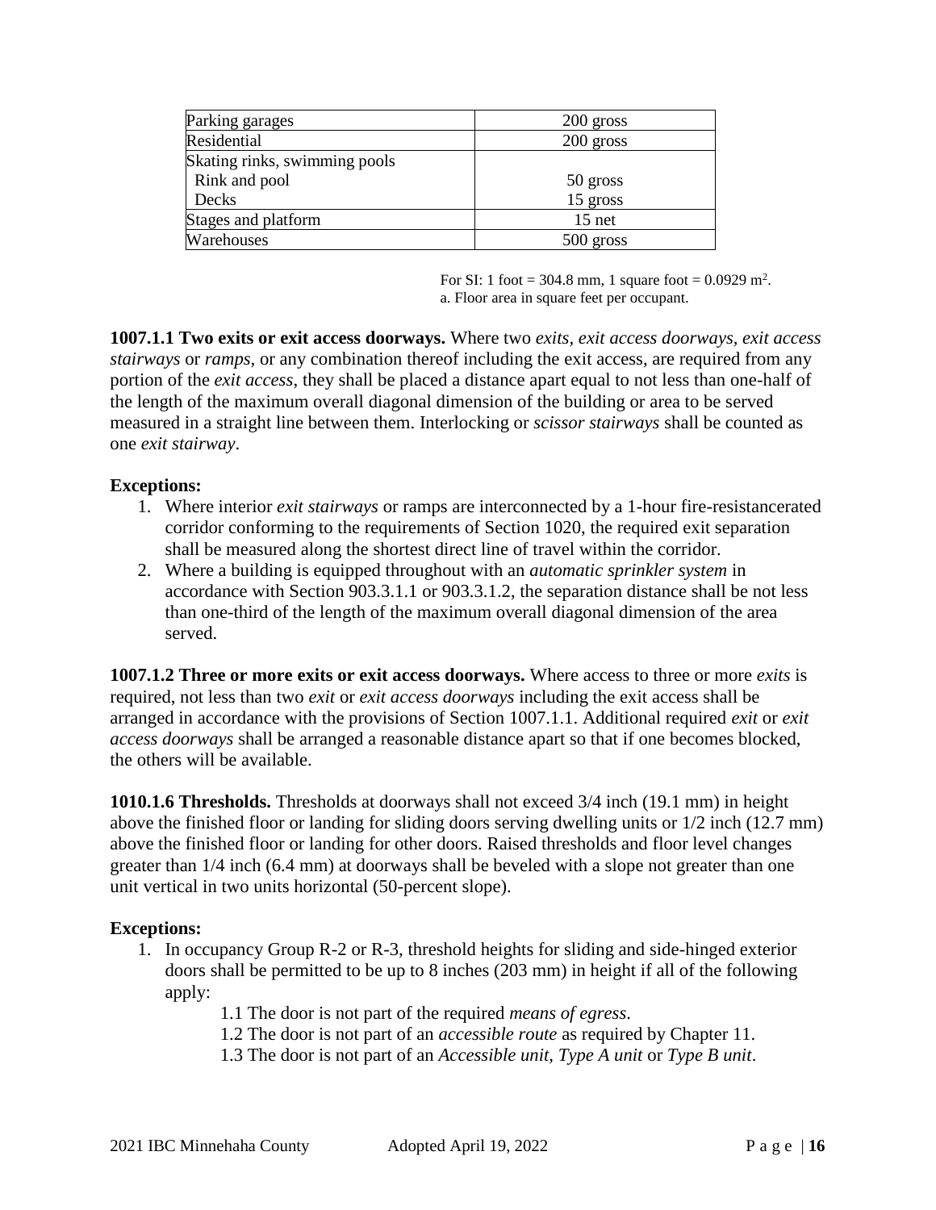| | |
|---|---|
| Parking garages | 200 gross |
| Residential | 200 gross |
| Skating rinks, swimming pools<br>Rink and pool<br>Decks | <br>50 gross<br>15 gross |
| Stages and platform | 15 net |
| Warehouses | 500 gross |

For SI: 1 foot = 304.8 mm, 1 square foot = 0.0929 m$^2$.
a. Floor area in square feet per occupant.

**1007.1.1 Two exits or exit access doorways.** Where two *exits, exit access doorways, exit access stairways* or *ramps*, or any combination thereof including the exit access, are required from any portion of the *exit access*, they shall be placed a distance apart equal to not less than one-half of the length of the maximum overall diagonal dimension of the building or area to be served measured in a straight line between them. Interlocking or *scissor stairways* shall be counted as one *exit stairway*.

**Exceptions:**

1. Where interior *exit stairways* or ramps are interconnected by a 1-hour fire-resistancerated corridor conforming to the requirements of Section 1020, the required exit separation shall be measured along the shortest direct line of travel within the corridor.
2. Where a building is equipped throughout with an *automatic sprinkler system* in accordance with Section 903.3.1.1 or 903.3.1.2, the separation distance shall be not less than one-third of the length of the maximum overall diagonal dimension of the area served.

**1007.1.2 Three or more exits or exit access doorways.** Where access to three or more *exits* is required, not less than two *exit* or *exit access doorways* including the exit access shall be arranged in accordance with the provisions of Section 1007.1.1. Additional required *exit* or *exit access doorways* shall be arranged a reasonable distance apart so that if one becomes blocked, the others will be available.

**1010.1.6 Thresholds.** Thresholds at doorways shall not exceed 3/4 inch (19.1 mm) in height above the finished floor or landing for sliding doors serving dwelling units or 1/2 inch (12.7 mm) above the finished floor or landing for other doors. Raised thresholds and floor level changes greater than 1/4 inch (6.4 mm) at doorways shall be beveled with a slope not greater than one unit vertical in two units horizontal (50-percent slope).

**Exceptions:**

1. In occupancy Group R-2 or R-3, threshold heights for sliding and side-hinged exterior doors shall be permitted to be up to 8 inches (203 mm) in height if all of the following apply:
    - 1.1 The door is not part of the required *means of egress*.
    - 1.2 The door is not part of an *accessible route* as required by Chapter 11.
    - 1.3 The door is not part of an *Accessible unit, Type A unit* or *Type B unit*.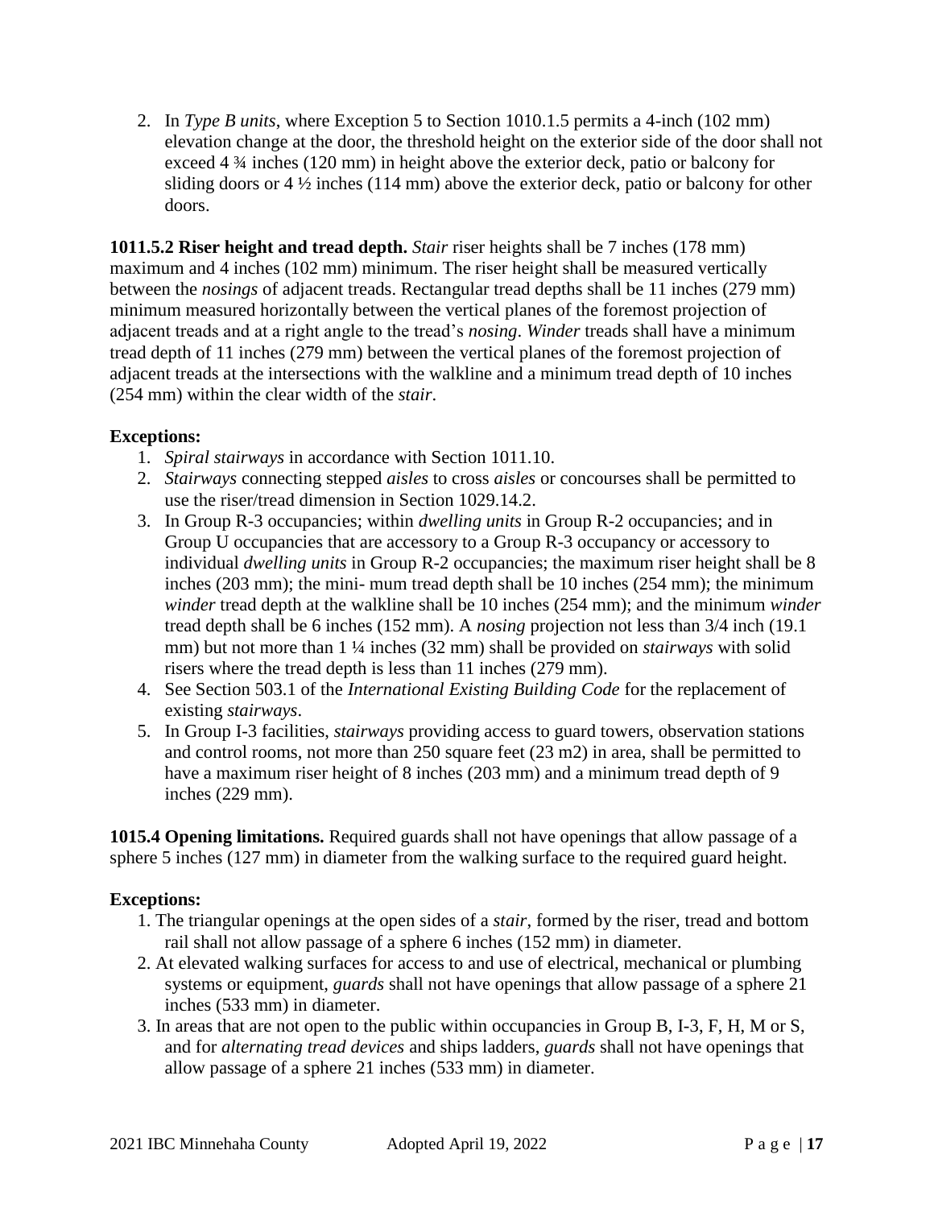2. In *Type B units*, where Exception 5 to Section 1010.1.5 permits a 4-inch (102 mm) elevation change at the door, the threshold height on the exterior side of the door shall not exceed 4 ¾ inches (120 mm) in height above the exterior deck, patio or balcony for sliding doors or 4 ½ inches (114 mm) above the exterior deck, patio or balcony for other doors.

**1011.5.2 Riser height and tread depth.** *Stair* riser heights shall be 7 inches (178 mm) maximum and 4 inches (102 mm) minimum. The riser height shall be measured vertically between the *nosings* of adjacent treads. Rectangular tread depths shall be 11 inches (279 mm) minimum measured horizontally between the vertical planes of the foremost projection of adjacent treads and at a right angle to the tread's *nosing*. *Winder* treads shall have a minimum tread depth of 11 inches (279 mm) between the vertical planes of the foremost projection of adjacent treads at the intersections with the walkline and a minimum tread depth of 10 inches (254 mm) within the clear width of the *stair*.

**Exceptions:**

1. *Spiral stairways* in accordance with Section 1011.10.
2. *Stairways* connecting stepped *aisles* to cross *aisles* or concourses shall be permitted to use the riser/tread dimension in Section 1029.14.2.
3. In Group R-3 occupancies; within *dwelling units* in Group R-2 occupancies; and in Group U occupancies that are accessory to a Group R-3 occupancy or accessory to individual *dwelling units* in Group R-2 occupancies; the maximum riser height shall be 8 inches (203 mm); the mini- mum tread depth shall be 10 inches (254 mm); the minimum *winder* tread depth at the walkline shall be 10 inches (254 mm); and the minimum *winder* tread depth shall be 6 inches (152 mm). A *nosing* projection not less than 3/4 inch (19.1 mm) but not more than 1 ¼ inches (32 mm) shall be provided on *stairways* with solid risers where the tread depth is less than 11 inches (279 mm).
4. See Section 503.1 of the *International Existing Building Code* for the replacement of existing *stairways*.
5. In Group I-3 facilities, *stairways* providing access to guard towers, observation stations and control rooms, not more than 250 square feet (23 m2) in area, shall be permitted to have a maximum riser height of 8 inches (203 mm) and a minimum tread depth of 9 inches (229 mm).

**1015.4 Opening limitations.** Required guards shall not have openings that allow passage of a sphere 5 inches (127 mm) in diameter from the walking surface to the required guard height.

**Exceptions:**

1. The triangular openings at the open sides of a *stair*, formed by the riser, tread and bottom rail shall not allow passage of a sphere 6 inches (152 mm) in diameter.
2. At elevated walking surfaces for access to and use of electrical, mechanical or plumbing systems or equipment, *guards* shall not have openings that allow passage of a sphere 21 inches (533 mm) in diameter.
3. In areas that are not open to the public within occupancies in Group B, I-3, F, H, M or S, and for *alternating tread devices* and ships ladders, *guards* shall not have openings that allow passage of a sphere 21 inches (533 mm) in diameter.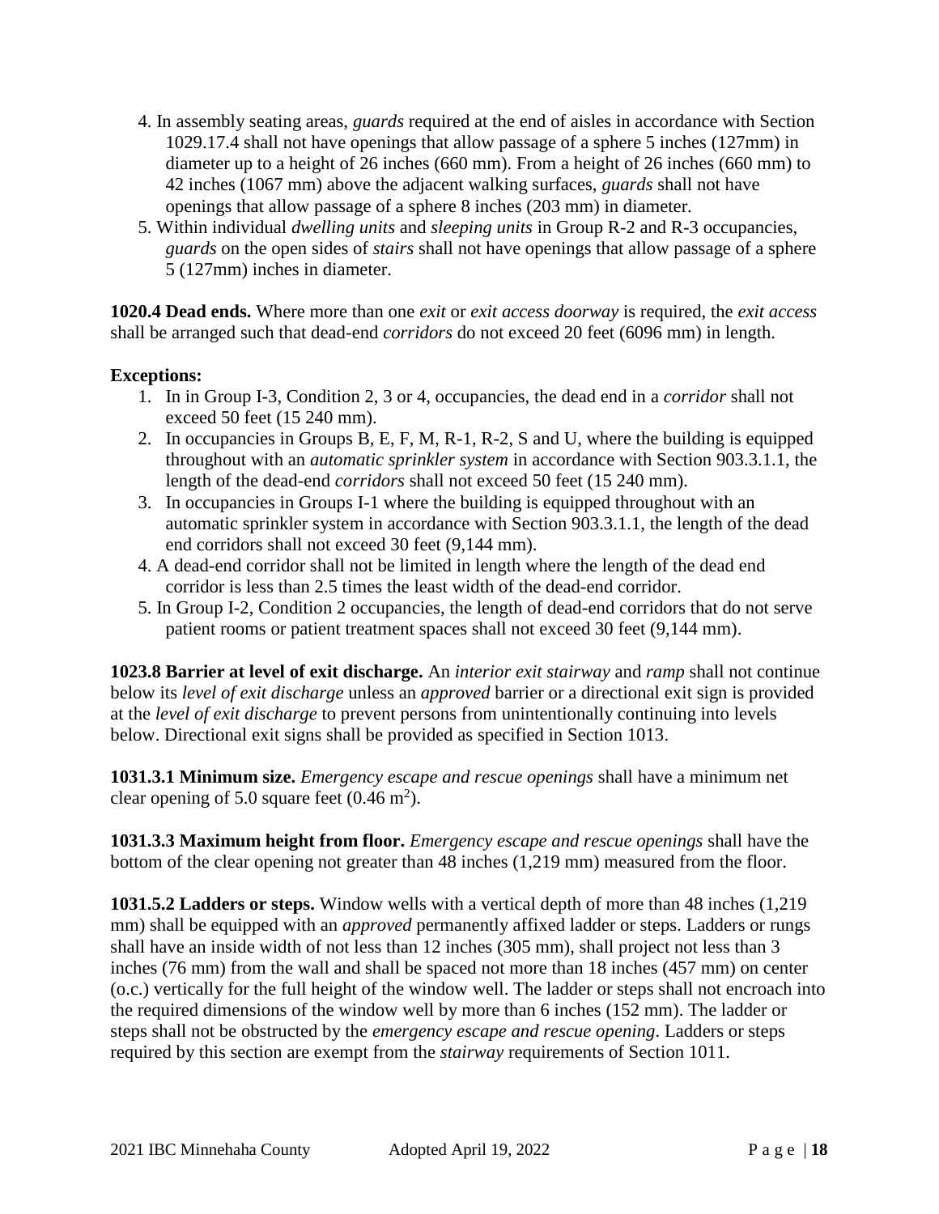4. In assembly seating areas, *guards* required at the end of aisles in accordance with Section 1029.17.4 shall not have openings that allow passage of a sphere 5 inches (127mm) in diameter up to a height of 26 inches (660 mm). From a height of 26 inches (660 mm) to 42 inches (1067 mm) above the adjacent walking surfaces, *guards* shall not have openings that allow passage of a sphere 8 inches (203 mm) in diameter.
5. Within individual *dwelling units* and *sleeping units* in Group R-2 and R-3 occupancies, *guards* on the open sides of *stairs* shall not have openings that allow passage of a sphere 5 (127mm) inches in diameter.

**1020.4 Dead ends.** Where more than one *exit* or *exit access doorway* is required, the *exit access* shall be arranged such that dead-end *corridors* do not exceed 20 feet (6096 mm) in length.

**Exceptions:**

1. In in Group I-3, Condition 2, 3 or 4, occupancies, the dead end in a *corridor* shall not exceed 50 feet (15 240 mm).
2. In occupancies in Groups B, E, F, M, R-1, R-2, S and U, where the building is equipped throughout with an *automatic sprinkler system* in accordance with Section 903.3.1.1, the length of the dead-end *corridors* shall not exceed 50 feet (15 240 mm).
3. In occupancies in Groups I-1 where the building is equipped throughout with an automatic sprinkler system in accordance with Section 903.3.1.1, the length of the dead end corridors shall not exceed 30 feet (9,144 mm).
4. A dead-end corridor shall not be limited in length where the length of the dead end corridor is less than 2.5 times the least width of the dead-end corridor.
5. In Group I-2, Condition 2 occupancies, the length of dead-end corridors that do not serve patient rooms or patient treatment spaces shall not exceed 30 feet (9,144 mm).

**1023.8 Barrier at level of exit discharge.** An *interior exit stairway* and *ramp* shall not continue below its *level of exit discharge* unless an *approved* barrier or a directional exit sign is provided at the *level of exit discharge* to prevent persons from unintentionally continuing into levels below. Directional exit signs shall be provided as specified in Section 1013.

**1031.3.1 Minimum size.** *Emergency escape and rescue openings* shall have a minimum net clear opening of 5.0 square feet (0.46 $m^2$).

**1031.3.3 Maximum height from floor.** *Emergency escape and rescue openings* shall have the bottom of the clear opening not greater than 48 inches (1,219 mm) measured from the floor.

**1031.5.2 Ladders or steps.** Window wells with a vertical depth of more than 48 inches (1,219 mm) shall be equipped with an *approved* permanently affixed ladder or steps. Ladders or rungs shall have an inside width of not less than 12 inches (305 mm), shall project not less than 3 inches (76 mm) from the wall and shall be spaced not more than 18 inches (457 mm) on center (o.c.) vertically for the full height of the window well. The ladder or steps shall not encroach into the required dimensions of the window well by more than 6 inches (152 mm). The ladder or steps shall not be obstructed by the *emergency escape and rescue opening*. Ladders or steps required by this section are exempt from the *stairway* requirements of Section 1011.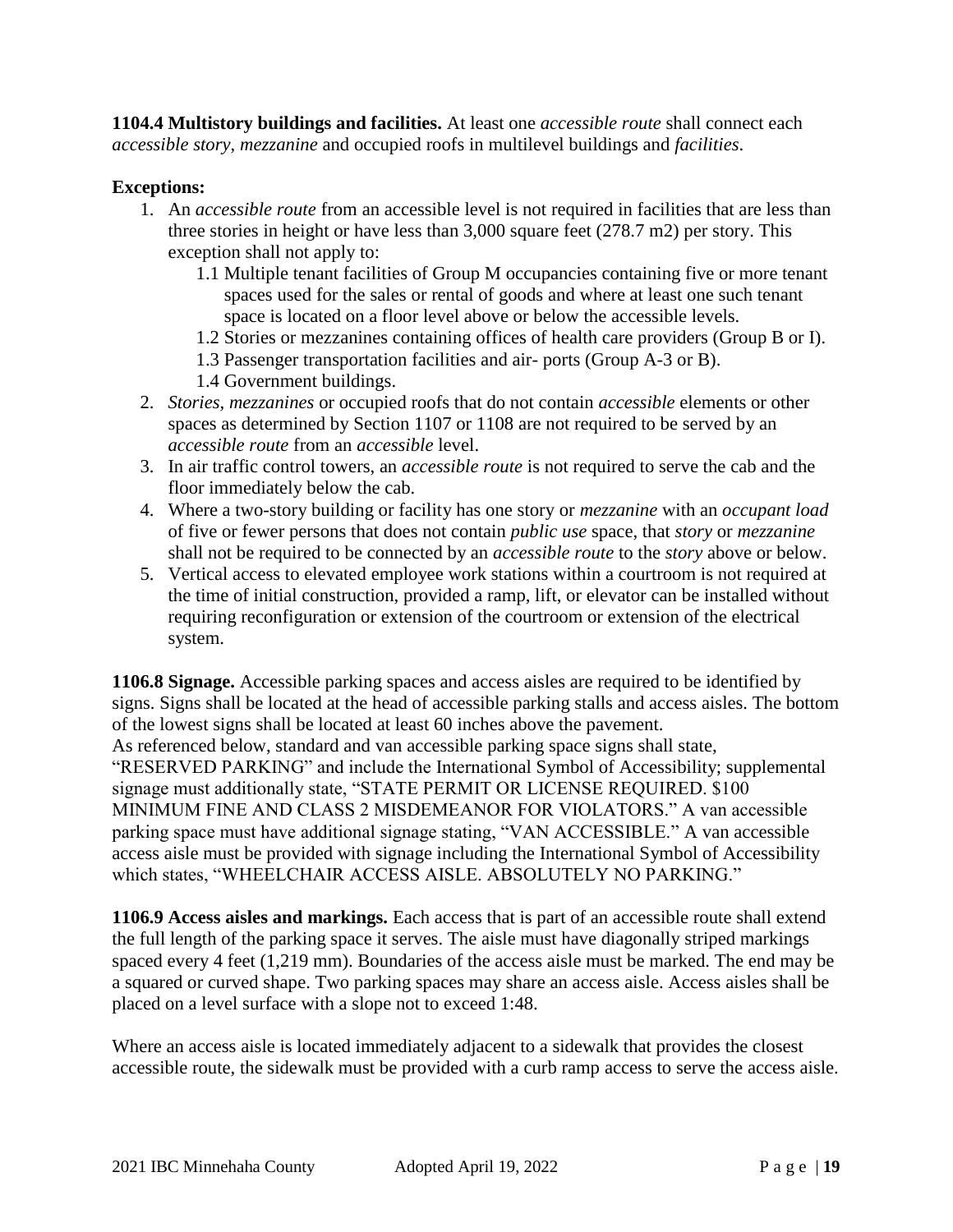**1104.4 Multistory buildings and facilities.** At least one *accessible route* shall connect each *accessible story*, *mezzanine* and occupied roofs in multilevel buildings and *facilities*.

**Exceptions:**

1. An *accessible route* from an accessible level is not required in facilities that are less than three stories in height or have less than 3,000 square feet (278.7 m2) per story. This exception shall not apply to:
   - 1.1 Multiple tenant facilities of Group M occupancies containing five or more tenant spaces used for the sales or rental of goods and where at least one such tenant space is located on a floor level above or below the accessible levels.
   - 1.2 Stories or mezzanines containing offices of health care providers (Group B or I).
   - 1.3 Passenger transportation facilities and air- ports (Group A-3 or B).
   - 1.4 Government buildings.
2. *Stories*, *mezzanines* or occupied roofs that do not contain *accessible* elements or other spaces as determined by Section 1107 or 1108 are not required to be served by an *accessible route* from an *accessible* level.
3. In air traffic control towers, an *accessible route* is not required to serve the cab and the floor immediately below the cab.
4. Where a two-story building or facility has one story or *mezzanine* with an *occupant load* of five or fewer persons that does not contain *public use* space, that *story* or *mezzanine* shall not be required to be connected by an *accessible route* to the *story* above or below.
5. Vertical access to elevated employee work stations within a courtroom is not required at the time of initial construction, provided a ramp, lift, or elevator can be installed without requiring reconfiguration or extension of the courtroom or extension of the electrical system.

**1106.8 Signage.** Accessible parking spaces and access aisles are required to be identified by signs. Signs shall be located at the head of accessible parking stalls and access aisles. The bottom of the lowest signs shall be located at least 60 inches above the pavement.
As referenced below, standard and van accessible parking space signs shall state, "RESERVED PARKING" and include the International Symbol of Accessibility; supplemental signage must additionally state, "STATE PERMIT OR LICENSE REQUIRED. $100 MINIMUM FINE AND CLASS 2 MISDEMEANOR FOR VIOLATORS." A van accessible parking space must have additional signage stating, "VAN ACCESSIBLE." A van accessible access aisle must be provided with signage including the International Symbol of Accessibility which states, "WHEELCHAIR ACCESS AISLE. ABSOLUTELY NO PARKING."

**1106.9 Access aisles and markings.** Each access that is part of an accessible route shall extend the full length of the parking space it serves. The aisle must have diagonally striped markings spaced every 4 feet (1,219 mm). Boundaries of the access aisle must be marked. The end may be a squared or curved shape. Two parking spaces may share an access aisle. Access aisles shall be placed on a level surface with a slope not to exceed 1:48.

Where an access aisle is located immediately adjacent to a sidewalk that provides the closest accessible route, the sidewalk must be provided with a curb ramp access to serve the access aisle.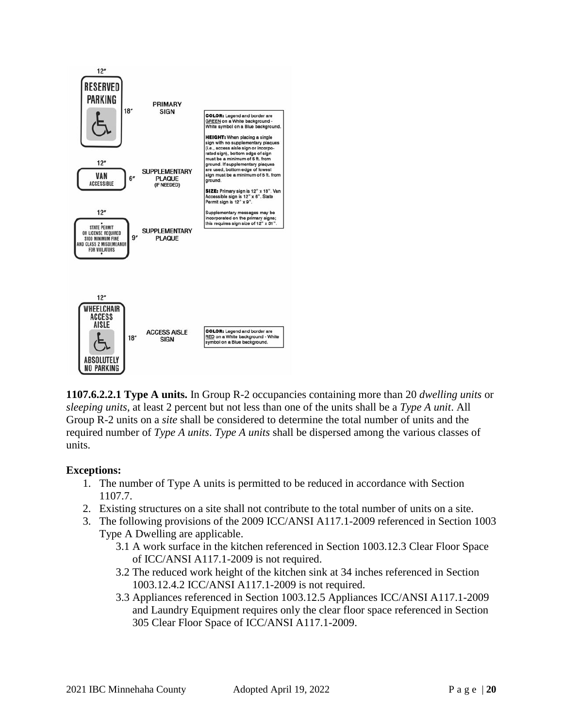12"

**RESERVED PARKING**

18"

PRIMARY SIGN

**COLOR:** Legend and border are GREEN on a White background - White symbol on a Blue background.

**HEIGHT:** When placing a single sign with no supplementary plaques (i.e., access aisle sign or incorporated sign), bottom edge of sign must be a minimum of 5 ft. from ground. If supplementary plaques are used, bottom edge of lowest sign must be a minimum of 5 ft. from ground.

**SIZE:** Primary sign is 12" x 18". Van Accessible sign is 12" x 6". State Permit sign is 12" x 9".

Supplementary messages may be incorporated on the primary signs; this requires sign size of 12" x 31".

12"

**VAN ACCESSIBLE**

6"

SUPPLEMENTARY PLAQUE (IF NEEDED)

12"

**STATE PERMIT OR LICENSE REQUIRED $100 MINIMUM FINE AND CLASS 2 MISDEMEANOR FOR VIOLATORS**

9"

SUPPLEMENTARY PLAQUE

12"

**WHEELCHAIR ACCESS AISLE**

**ABSOLUTELY NO PARKING**

18"

ACCESS AISLE SIGN

**COLOR:** Legend and border are RED on a White background - White symbol on a Blue background.

**1107.6.2.2.1 Type A units.** In Group R-2 occupancies containing more than 20 *dwelling units* or *sleeping units*, at least 2 percent but not less than one of the units shall be a *Type A unit*. All Group R-2 units on a *site* shall be considered to determine the total number of units and the required number of *Type A units*. *Type A units* shall be dispersed among the various classes of units.

**Exceptions:**

1. The number of Type A units is permitted to be reduced in accordance with Section 1107.7.
2. Existing structures on a site shall not contribute to the total number of units on a site.
3. The following provisions of the 2009 ICC/ANSI A117.1-2009 referenced in Section 1003 Type A Dwelling are applicable.
   - 3.1 A work surface in the kitchen referenced in Section 1003.12.3 Clear Floor Space of ICC/ANSI A117.1-2009 is not required.
   - 3.2 The reduced work height of the kitchen sink at 34 inches referenced in Section 1003.12.4.2 ICC/ANSI A117.1-2009 is not required.
   - 3.3 Appliances referenced in Section 1003.12.5 Appliances ICC/ANSI A117.1-2009 and Laundry Equipment requires only the clear floor space referenced in Section 305 Clear Floor Space of ICC/ANSI A117.1-2009.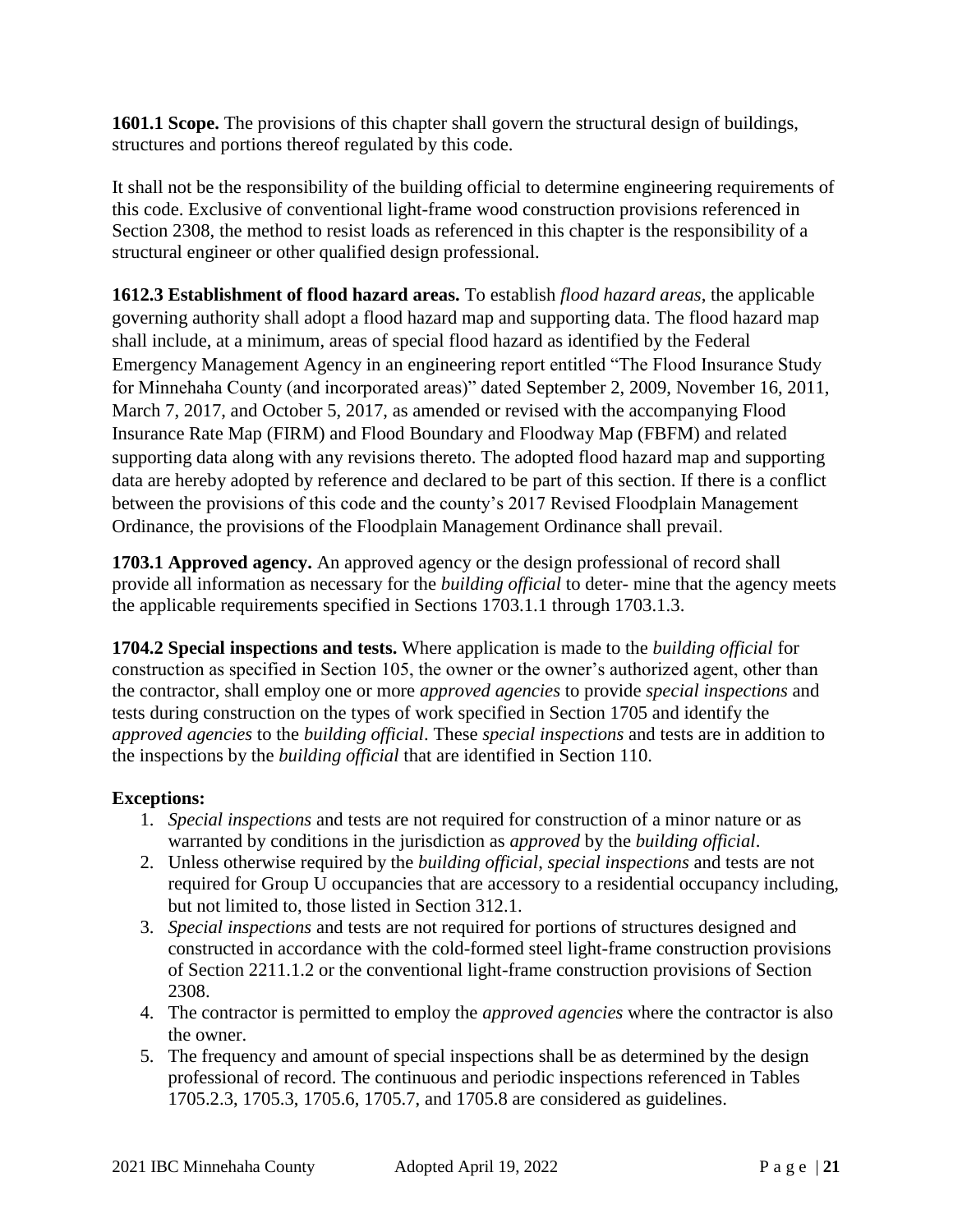**1601.1 Scope.** The provisions of this chapter shall govern the structural design of buildings, structures and portions thereof regulated by this code.

It shall not be the responsibility of the building official to determine engineering requirements of this code. Exclusive of conventional light-frame wood construction provisions referenced in Section 2308, the method to resist loads as referenced in this chapter is the responsibility of a structural engineer or other qualified design professional.

**1612.3 Establishment of flood hazard areas.** To establish *flood hazard areas*, the applicable governing authority shall adopt a flood hazard map and supporting data. The flood hazard map shall include, at a minimum, areas of special flood hazard as identified by the Federal Emergency Management Agency in an engineering report entitled "The Flood Insurance Study for Minnehaha County (and incorporated areas)" dated September 2, 2009, November 16, 2011, March 7, 2017, and October 5, 2017, as amended or revised with the accompanying Flood Insurance Rate Map (FIRM) and Flood Boundary and Floodway Map (FBFM) and related supporting data along with any revisions thereto. The adopted flood hazard map and supporting data are hereby adopted by reference and declared to be part of this section. If there is a conflict between the provisions of this code and the county's 2017 Revised Floodplain Management Ordinance, the provisions of the Floodplain Management Ordinance shall prevail.

**1703.1 Approved agency.** An approved agency or the design professional of record shall provide all information as necessary for the *building official* to deter- mine that the agency meets the applicable requirements specified in Sections 1703.1.1 through 1703.1.3.

**1704.2 Special inspections and tests.** Where application is made to the *building official* for construction as specified in Section 105, the owner or the owner's authorized agent, other than the contractor, shall employ one or more *approved agencies* to provide *special inspections* and tests during construction on the types of work specified in Section 1705 and identify the *approved agencies* to the *building official*. These *special inspections* and tests are in addition to the inspections by the *building official* that are identified in Section 110.

**Exceptions:**

1. *Special inspections* and tests are not required for construction of a minor nature or as warranted by conditions in the jurisdiction as *approved* by the *building official*.
2. Unless otherwise required by the *building official*, *special inspections* and tests are not required for Group U occupancies that are accessory to a residential occupancy including, but not limited to, those listed in Section 312.1.
3. *Special inspections* and tests are not required for portions of structures designed and constructed in accordance with the cold-formed steel light-frame construction provisions of Section 2211.1.2 or the conventional light-frame construction provisions of Section 2308.
4. The contractor is permitted to employ the *approved agencies* where the contractor is also the owner.
5. The frequency and amount of special inspections shall be as determined by the design professional of record. The continuous and periodic inspections referenced in Tables 1705.2.3, 1705.3, 1705.6, 1705.7, and 1705.8 are considered as guidelines.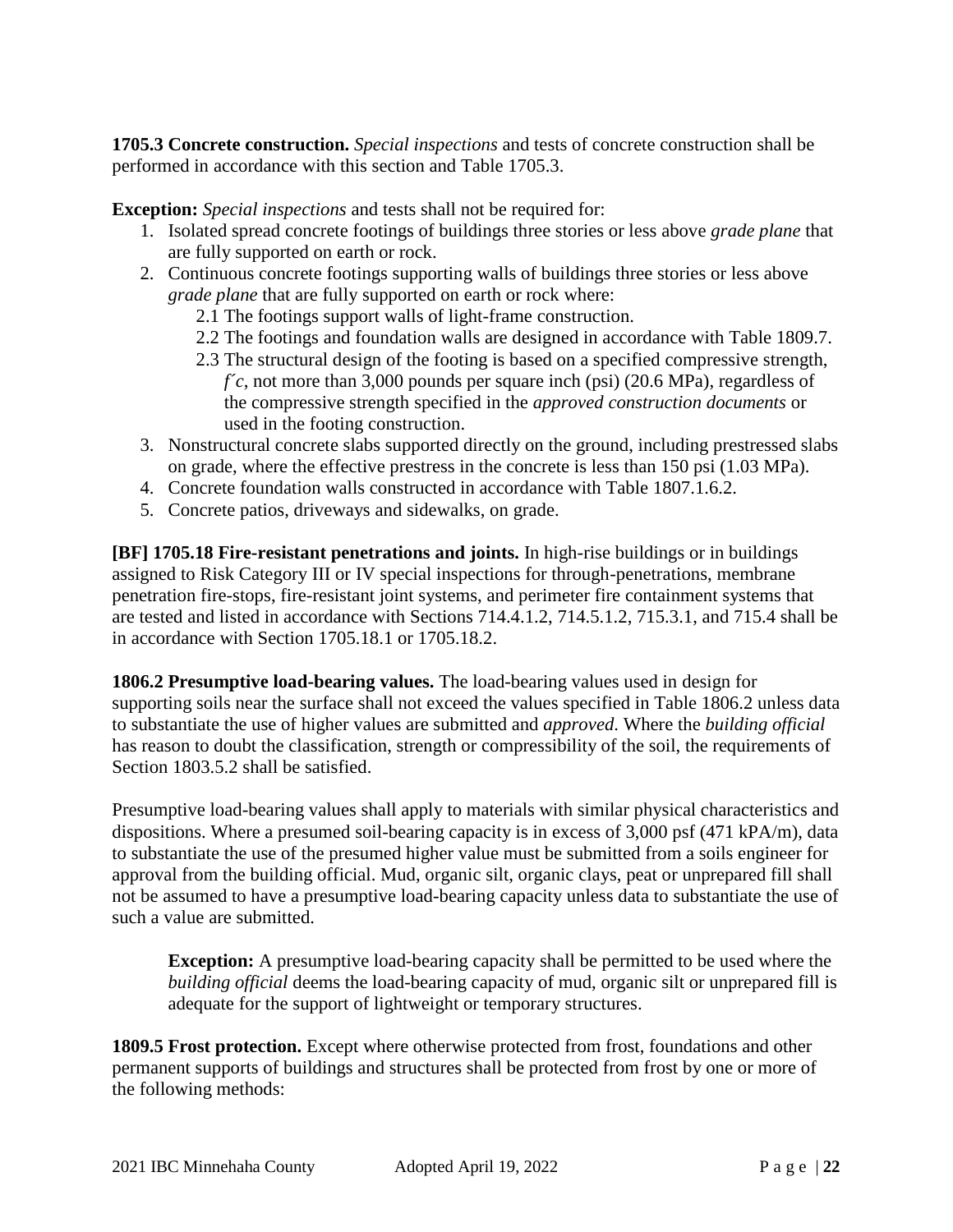**1705.3 Concrete construction.** *Special inspections* and tests of concrete construction shall be performed in accordance with this section and Table 1705.3.

**Exception:** *Special inspections* and tests shall not be required for:

1. Isolated spread concrete footings of buildings three stories or less above *grade plane* that are fully supported on earth or rock.
2. Continuous concrete footings supporting walls of buildings three stories or less above *grade plane* that are fully supported on earth or rock where:
   - 2.1 The footings support walls of light-frame construction.
   - 2.2 The footings and foundation walls are designed in accordance with Table 1809.7.
   - 2.3 The structural design of the footing is based on a specified compressive strength, $f'c$, not more than 3,000 pounds per square inch (psi) (20.6 MPa), regardless of the compressive strength specified in the *approved construction documents* or used in the footing construction.
3. Nonstructural concrete slabs supported directly on the ground, including prestressed slabs on grade, where the effective prestress in the concrete is less than 150 psi (1.03 MPa).
4. Concrete foundation walls constructed in accordance with Table 1807.1.6.2.
5. Concrete patios, driveways and sidewalks, on grade.

**[BF] 1705.18 Fire-resistant penetrations and joints.** In high-rise buildings or in buildings assigned to Risk Category III or IV special inspections for through-penetrations, membrane penetration fire-stops, fire-resistant joint systems, and perimeter fire containment systems that are tested and listed in accordance with Sections 714.4.1.2, 714.5.1.2, 715.3.1, and 715.4 shall be in accordance with Section 1705.18.1 or 1705.18.2.

**1806.2 Presumptive load-bearing values.** The load-bearing values used in design for supporting soils near the surface shall not exceed the values specified in Table 1806.2 unless data to substantiate the use of higher values are submitted and *approved*. Where the *building official* has reason to doubt the classification, strength or compressibility of the soil, the requirements of Section 1803.5.2 shall be satisfied.

Presumptive load-bearing values shall apply to materials with similar physical characteristics and dispositions. Where a presumed soil-bearing capacity is in excess of 3,000 psf (471 kPA/m), data to substantiate the use of the presumed higher value must be submitted from a soils engineer for approval from the building official. Mud, organic silt, organic clays, peat or unprepared fill shall not be assumed to have a presumptive load-bearing capacity unless data to substantiate the use of such a value are submitted.

> **Exception:** A presumptive load-bearing capacity shall be permitted to be used where the *building official* deems the load-bearing capacity of mud, organic silt or unprepared fill is adequate for the support of lightweight or temporary structures.

**1809.5 Frost protection.** Except where otherwise protected from frost, foundations and other permanent supports of buildings and structures shall be protected from frost by one or more of the following methods: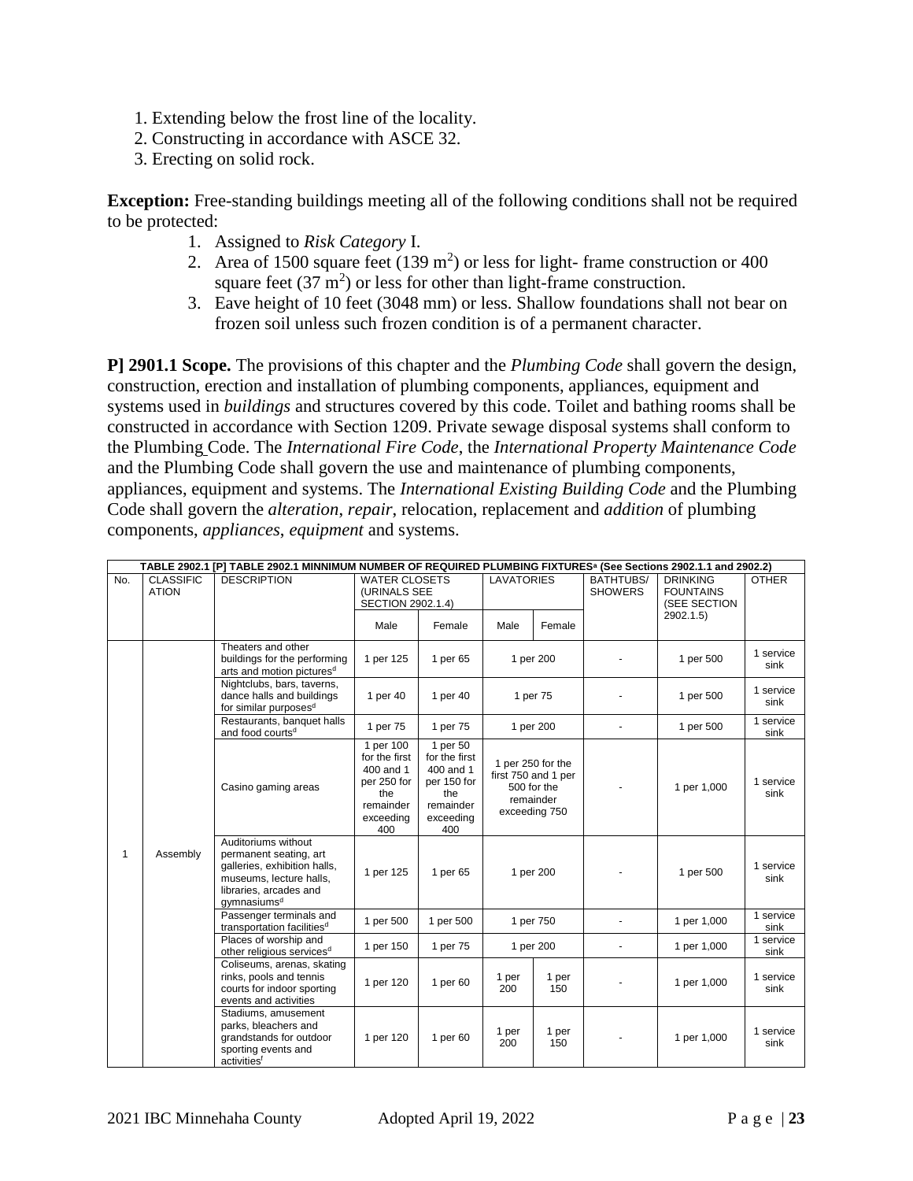1. Extending below the frost line of the locality.
2. Constructing in accordance with ASCE 32.
3. Erecting on solid rock.

**Exception:** Free-standing buildings meeting all of the following conditions shall not be required to be protected:

1. Assigned to *Risk Category* I.
2. Area of 1500 square feet (139 $m^2$) or less for light- frame construction or 400 square feet (37 $m^2$) or less for other than light-frame construction.
3. Eave height of 10 feet (3048 mm) or less. Shallow foundations shall not bear on frozen soil unless such frozen condition is of a permanent character.

**P] 2901.1 Scope.** The provisions of this chapter and the *Plumbing Code* shall govern the design, construction, erection and installation of plumbing components, appliances, equipment and systems used in *buildings* and structures covered by this code. Toilet and bathing rooms shall be constructed in accordance with Section 1209. Private sewage disposal systems shall conform to the Plumbing Code. The *International Fire Code*, the *International Property Maintenance Code* and the Plumbing Code shall govern the use and maintenance of plumbing components, appliances, equipment and systems. The *International Existing Building Code* and the Plumbing Code shall govern the *alteration*, *repair*, relocation, replacement and *addition* of plumbing components, *appliances*, *equipment* and systems.

**TABLE 2902.1 [P] TABLE 2902.1 MINNIMUM NUMBER OF REQUIRED PLUMBING FIXTURES[a] (See Sections 2902.1.1 and 2902.2)**

| No. | CLASSIFICATION | DESCRIPTION | WATER CLOSETS (URINALS SEE SECTION 2902.1.4) | | LAVATORIES | | BATHTUBS/ SHOWERS | DRINKING FOUNTAINS (SEE SECTION 2902.1.5) | OTHER |
|---|---|---|---|---|---|---|---|---|---|
| | | | Male | Female | Male | Female | | | |
| 1 | Assembly | Theaters and other buildings for the performing arts and motion pictures[d] | 1 per 125 | 1 per 65 | 1 per 200 | | - | 1 per 500 | 1 service sink |
| | | Nightclubs, bars, taverns, dance halls and buildings for similar purposes[d] | 1 per 40 | 1 per 40 | 1 per 75 | | - | 1 per 500 | 1 service sink |
| | | Restaurants, banquet halls and food courts[d] | 1 per 75 | 1 per 75 | 1 per 200 | | - | 1 per 500 | 1 service sink |
| | | Casino gaming areas | 1 per 100 for the first 400 and 1 per 250 for the remainder exceeding 400 | 1 per 50 for the first 400 and 1 per 150 for the remainder exceeding 400 | 1 per 250 for the first 750 and 1 per 500 for the remainder exceeding 750 | | - | 1 per 1,000 | 1 service sink |
| | | Auditoriums without permanent seating, art galleries, exhibition halls, museums, lecture halls, libraries, arcades and gymnasiums[d] | 1 per 125 | 1 per 65 | 1 per 200 | | - | 1 per 500 | 1 service sink |
| | | Passenger terminals and transportation facilities[d] | 1 per 500 | 1 per 500 | 1 per 750 | | - | 1 per 1,000 | 1 service sink |
| | | Places of worship and other religious services[d] | 1 per 150 | 1 per 75 | 1 per 200 | | - | 1 per 1,000 | 1 service sink |
| | | Coliseums, arenas, skating rinks, pools and tennis courts for indoor sporting events and activities | 1 per 120 | 1 per 60 | 1 per 200 | 1 per 150 | - | 1 per 1,000 | 1 service sink |
| | | Stadiums, amusement parks, bleachers and grandstands for outdoor sporting events and activities[f] | 1 per 120 | 1 per 60 | 1 per 200 | 1 per 150 | - | 1 per 1,000 | 1 service sink |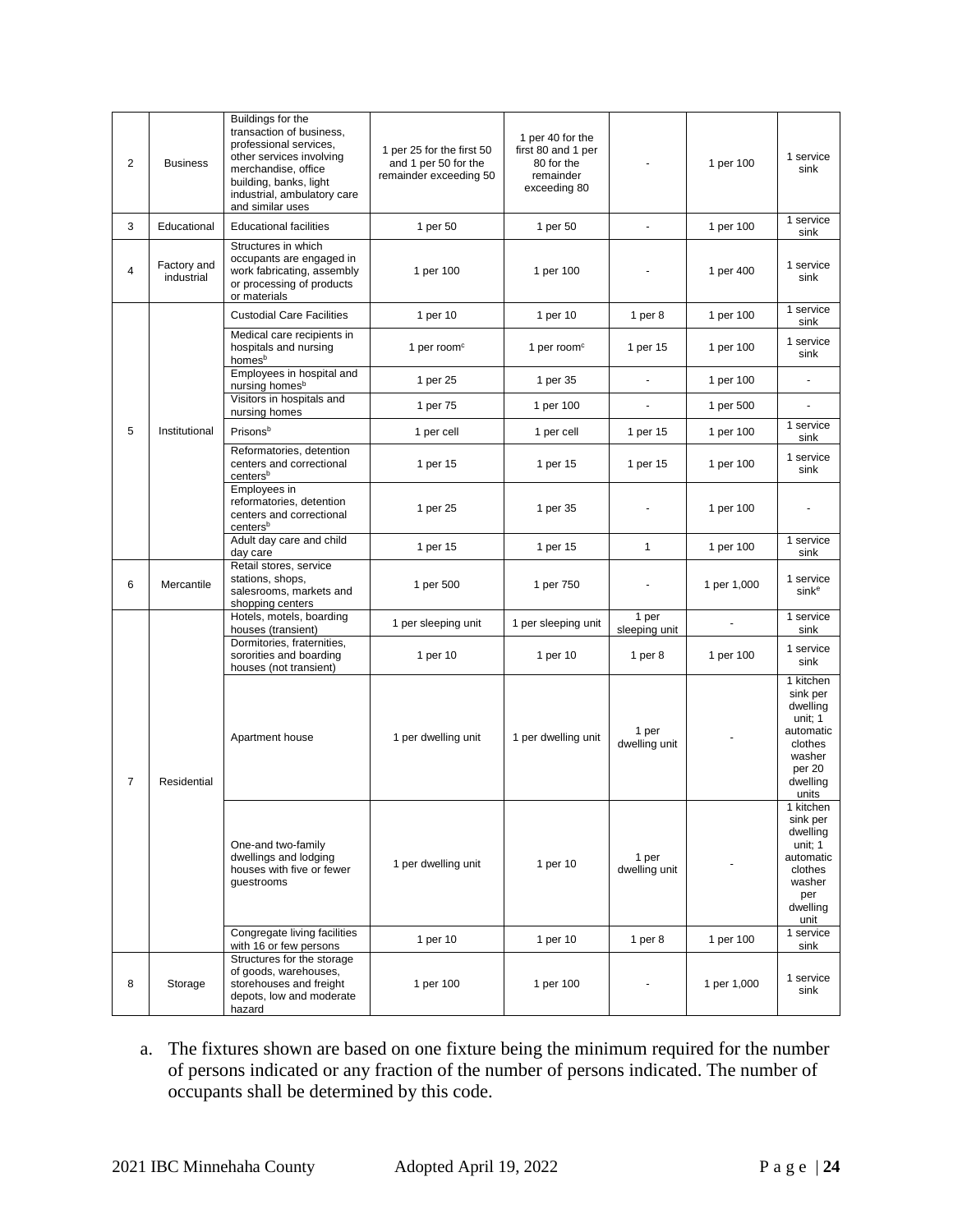| 2 | Business | Buildings for the transaction of business, professional services, other services involving merchandise, office building, banks, light industrial, ambulatory care and similar uses | 1 per 25 for the first 50 and 1 per 50 for the remainder exceeding 50 | 1 per 40 for the first 80 and 1 per 80 for the remainder exceeding 80 | - | 1 per 100 | 1 service sink |
|---|---|---|---|---|---|---|---|
| 3 | Educational | Educational facilities | 1 per 50 | 1 per 50 | - | 1 per 100 | 1 service sink |
| 4 | Factory and industrial | Structures in which occupants are engaged in work fabricating, assembly or processing of products or materials | 1 per 100 | 1 per 100 | - | 1 per 400 | 1 service sink |
| 5 | Institutional | Custodial Care Facilities | 1 per 10 | 1 per 10 | 1 per 8 | 1 per 100 | 1 service sink |
| | | Medical care recipients in hospitals and nursing homes[b] | 1 per room[c] | 1 per room[c] | 1 per 15 | 1 per 100 | 1 service sink |
| | | Employees in hospital and nursing homes[b] | 1 per 25 | 1 per 35 | - | 1 per 100 | - |
| | | Visitors in hospitals and nursing homes | 1 per 75 | 1 per 100 | - | 1 per 500 | - |
| | | Prisons[b] | 1 per cell | 1 per cell | 1 per 15 | 1 per 100 | 1 service sink |
| | | Reformatories, detention centers and correctional centers[b] | 1 per 15 | 1 per 15 | 1 per 15 | 1 per 100 | 1 service sink |
| | | Employees in reformatories, detention centers and correctional centers[b] | 1 per 25 | 1 per 35 | - | 1 per 100 | - |
| | | Adult day care and child day care | 1 per 15 | 1 per 15 | 1 | 1 per 100 | 1 service sink |
| 6 | Mercantile | Retail stores, service stations, shops, salesrooms, markets and shopping centers | 1 per 500 | 1 per 750 | - | 1 per 1,000 | 1 service sink[e] |
| 7 | Residential | Hotels, motels, boarding houses (transient) | 1 per sleeping unit | 1 per sleeping unit | 1 per sleeping unit | - | 1 service sink |
| | | Dormitories, fraternities, sororities and boarding houses (not transient) | 1 per 10 | 1 per 10 | 1 per 8 | 1 per 100 | 1 service sink |
| | | Apartment house | 1 per dwelling unit | 1 per dwelling unit | 1 per dwelling unit | - | 1 kitchen sink per dwelling unit; 1 automatic clothes washer per 20 dwelling units |
| | | One-and two-family dwellings and lodging houses with five or fewer guestrooms | 1 per dwelling unit | 1 per 10 | 1 per dwelling unit | - | 1 kitchen sink per dwelling unit; 1 automatic clothes washer per dwelling unit |
| | | Congregate living facilities with 16 or few persons | 1 per 10 | 1 per 10 | 1 per 8 | 1 per 100 | 1 service sink |
| 8 | Storage | Structures for the storage of goods, warehouses, storehouses and freight depots, low and moderate hazard | 1 per 100 | 1 per 100 | - | 1 per 1,000 | 1 service sink |

a. The fixtures shown are based on one fixture being the minimum required for the number of persons indicated or any fraction of the number of persons indicated. The number of occupants shall be determined by this code.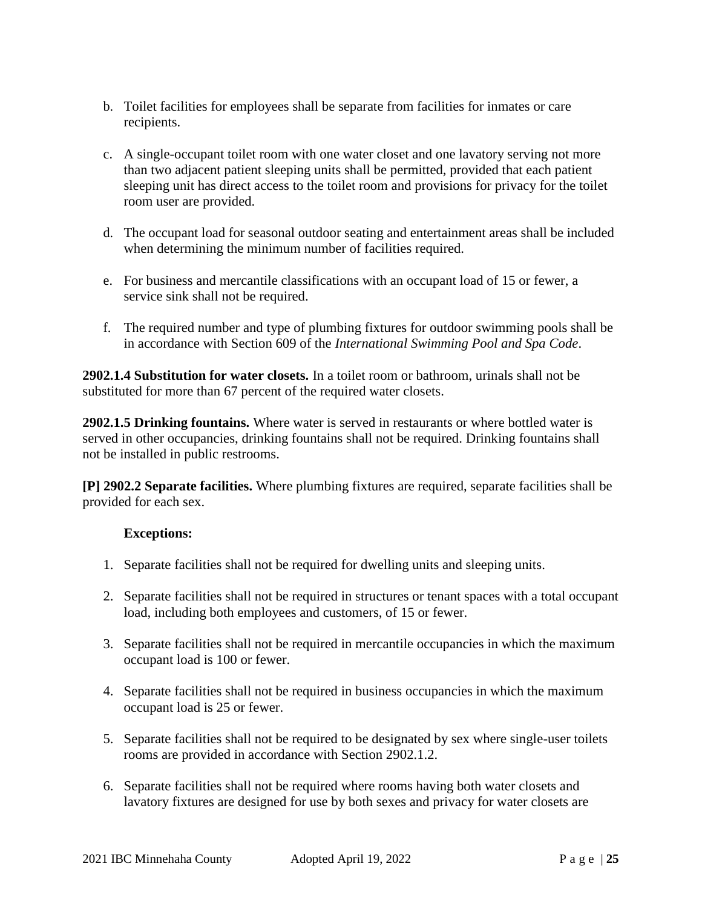b. Toilet facilities for employees shall be separate from facilities for inmates or care recipients.

c. A single-occupant toilet room with one water closet and one lavatory serving not more than two adjacent patient sleeping units shall be permitted, provided that each patient sleeping unit has direct access to the toilet room and provisions for privacy for the toilet room user are provided.

d. The occupant load for seasonal outdoor seating and entertainment areas shall be included when determining the minimum number of facilities required.

e. For business and mercantile classifications with an occupant load of 15 or fewer, a service sink shall not be required.

f. The required number and type of plumbing fixtures for outdoor swimming pools shall be in accordance with Section 609 of the *International Swimming Pool and Spa Code*.

**2902.1.4 Substitution for water closets.** In a toilet room or bathroom, urinals shall not be substituted for more than 67 percent of the required water closets.

**2902.1.5 Drinking fountains.** Where water is served in restaurants or where bottled water is served in other occupancies, drinking fountains shall not be required. Drinking fountains shall not be installed in public restrooms.

**[P] 2902.2 Separate facilities.** Where plumbing fixtures are required, separate facilities shall be provided for each sex.

**Exceptions:**

1. Separate facilities shall not be required for dwelling units and sleeping units.
2. Separate facilities shall not be required in structures or tenant spaces with a total occupant load, including both employees and customers, of 15 or fewer.
3. Separate facilities shall not be required in mercantile occupancies in which the maximum occupant load is 100 or fewer.
4. Separate facilities shall not be required in business occupancies in which the maximum occupant load is 25 or fewer.
5. Separate facilities shall not be required to be designated by sex where single-user toilets rooms are provided in accordance with Section 2902.1.2.
6. Separate facilities shall not be required where rooms having both water closets and lavatory fixtures are designed for use by both sexes and privacy for water closets are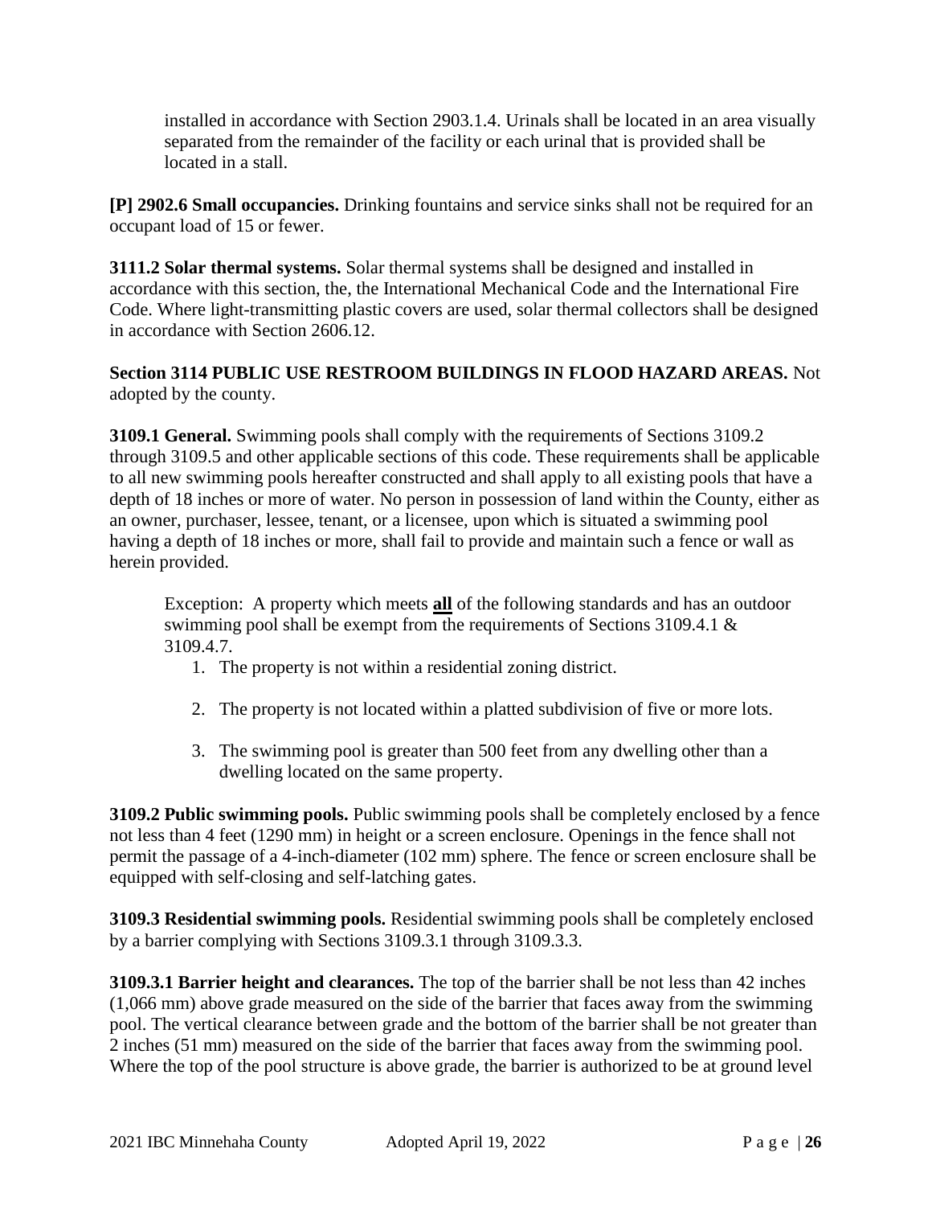installed in accordance with Section 2903.1.4. Urinals shall be located in an area visually separated from the remainder of the facility or each urinal that is provided shall be located in a stall.

**[P] 2902.6 Small occupancies.** Drinking fountains and service sinks shall not be required for an occupant load of 15 or fewer.

**3111.2 Solar thermal systems.** Solar thermal systems shall be designed and installed in accordance with this section, the, the International Mechanical Code and the International Fire Code. Where light-transmitting plastic covers are used, solar thermal collectors shall be designed in accordance with Section 2606.12.

**Section 3114 PUBLIC USE RESTROOM BUILDINGS IN FLOOD HAZARD AREAS.** Not adopted by the county.

**3109.1 General.** Swimming pools shall comply with the requirements of Sections 3109.2 through 3109.5 and other applicable sections of this code. These requirements shall be applicable to all new swimming pools hereafter constructed and shall apply to all existing pools that have a depth of 18 inches or more of water. No person in possession of land within the County, either as an owner, purchaser, lessee, tenant, or a licensee, upon which is situated a swimming pool having a depth of 18 inches or more, shall fail to provide and maintain such a fence or wall as herein provided.

Exception: A property which meets **<u>all</u>** of the following standards and has an outdoor swimming pool shall be exempt from the requirements of Sections 3109.4.1 & 3109.4.7.

1. The property is not within a residential zoning district.
2. The property is not located within a platted subdivision of five or more lots.
3. The swimming pool is greater than 500 feet from any dwelling other than a dwelling located on the same property.

**3109.2 Public swimming pools.** Public swimming pools shall be completely enclosed by a fence not less than 4 feet (1290 mm) in height or a screen enclosure. Openings in the fence shall not permit the passage of a 4-inch-diameter (102 mm) sphere. The fence or screen enclosure shall be equipped with self-closing and self-latching gates.

**3109.3 Residential swimming pools.** Residential swimming pools shall be completely enclosed by a barrier complying with Sections 3109.3.1 through 3109.3.3.

**3109.3.1 Barrier height and clearances.** The top of the barrier shall be not less than 42 inches (1,066 mm) above grade measured on the side of the barrier that faces away from the swimming pool. The vertical clearance between grade and the bottom of the barrier shall be not greater than 2 inches (51 mm) measured on the side of the barrier that faces away from the swimming pool. Where the top of the pool structure is above grade, the barrier is authorized to be at ground level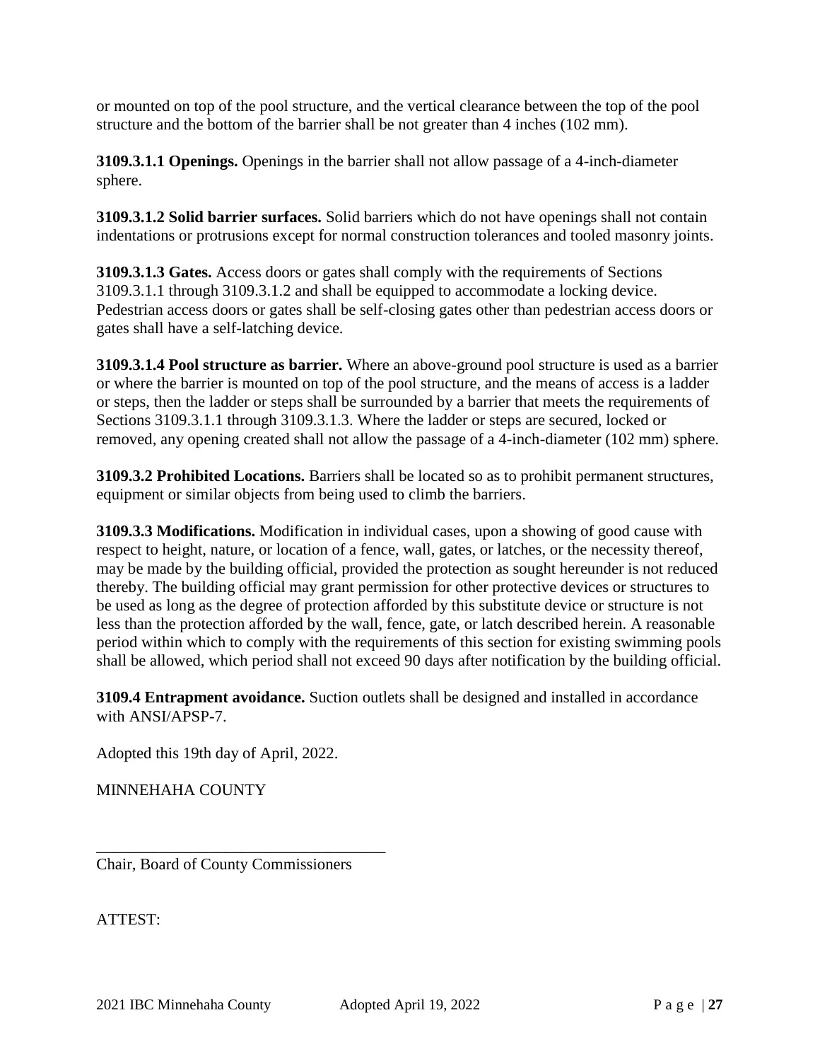or mounted on top of the pool structure, and the vertical clearance between the top of the pool structure and the bottom of the barrier shall be not greater than 4 inches (102 mm).

**3109.3.1.1 Openings.** Openings in the barrier shall not allow passage of a 4-inch-diameter sphere.

**3109.3.1.2 Solid barrier surfaces.** Solid barriers which do not have openings shall not contain indentations or protrusions except for normal construction tolerances and tooled masonry joints.

**3109.3.1.3 Gates.** Access doors or gates shall comply with the requirements of Sections 3109.3.1.1 through 3109.3.1.2 and shall be equipped to accommodate a locking device. Pedestrian access doors or gates shall be self-closing gates other than pedestrian access doors or gates shall have a self-latching device.

**3109.3.1.4 Pool structure as barrier.** Where an above-ground pool structure is used as a barrier or where the barrier is mounted on top of the pool structure, and the means of access is a ladder or steps, then the ladder or steps shall be surrounded by a barrier that meets the requirements of Sections 3109.3.1.1 through 3109.3.1.3. Where the ladder or steps are secured, locked or removed, any opening created shall not allow the passage of a 4-inch-diameter (102 mm) sphere.

**3109.3.2 Prohibited Locations.** Barriers shall be located so as to prohibit permanent structures, equipment or similar objects from being used to climb the barriers.

**3109.3.3 Modifications.** Modification in individual cases, upon a showing of good cause with respect to height, nature, or location of a fence, wall, gates, or latches, or the necessity thereof, may be made by the building official, provided the protection as sought hereunder is not reduced thereby. The building official may grant permission for other protective devices or structures to be used as long as the degree of protection afforded by this substitute device or structure is not less than the protection afforded by the wall, fence, gate, or latch described herein. A reasonable period within which to comply with the requirements of this section for existing swimming pools shall be allowed, which period shall not exceed 90 days after notification by the building official.

**3109.4 Entrapment avoidance.** Suction outlets shall be designed and installed in accordance with ANSI/APSP-7.

Adopted this 19th day of April, 2022.

MINNEHAHA COUNTY

\_\_\_\_\_\_\_\_\_\_\_\_\_\_\_\_\_\_\_\_\_\_\_\_\_\_\_\_\_\_\_\_\_\_\_\_

Chair, Board of County Commissioners

ATTEST: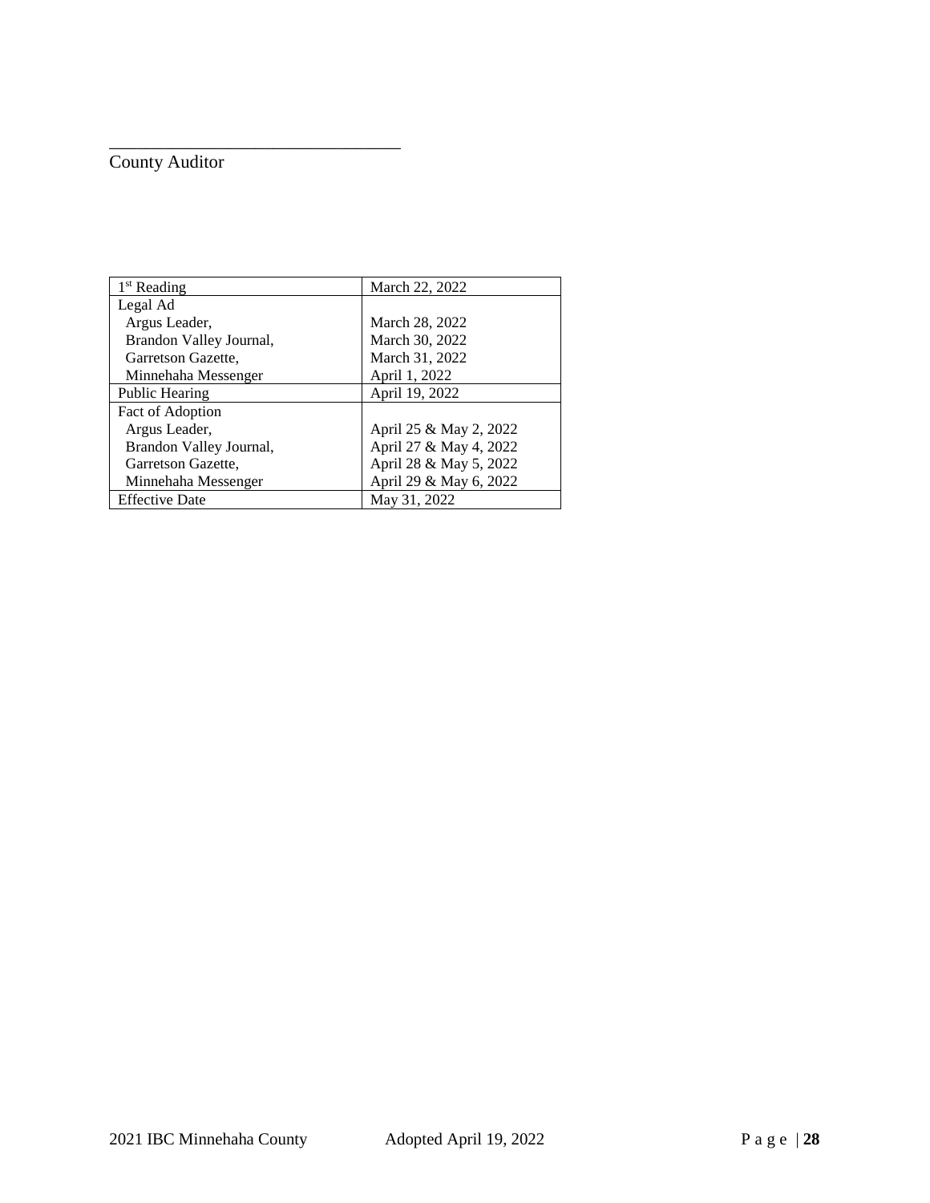________________________________
County Auditor

| | |
|---|---|
| 1st Reading | March 22, 2022 |
| Legal Ad<br>Argus Leader,<br>Brandon Valley Journal,<br>Garretson Gazette,<br>Minnehaha Messenger | <br>March 28, 2022<br>March 30, 2022<br>March 31, 2022<br>April 1, 2022 |
| Public Hearing | April 19, 2022 |
| Fact of Adoption<br>Argus Leader,<br>Brandon Valley Journal,<br>Garretson Gazette,<br>Minnehaha Messenger | <br>April 25 & May 2, 2022<br>April 27 & May 4, 2022<br>April 28 & May 5, 2022<br>April 29 & May 6, 2022 |
| Effective Date | May 31, 2022 |